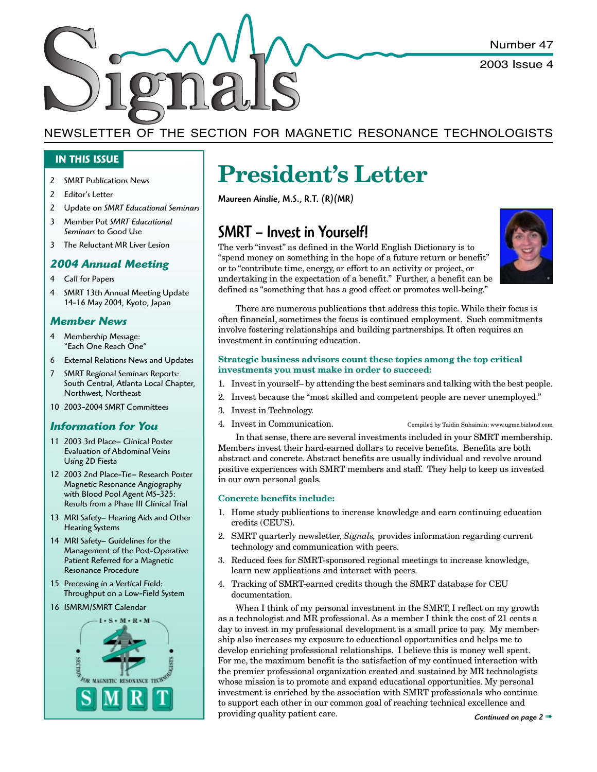# Signals

Number 47

2003 Issue 4

NEWSLETTER OF THE SECTION FOR MAGNETIC RESONANCE TECHNOLOGISTS

**IN THIS ISSUE**

- 2 SMRT Publications News
- 2 Editor's Letter
- 2 Update on *SMRT Educational Seminars*
- 3 Member Put *SMRT Educational Seminars* to Good Use
- 3 The Reluctant MR Liver Lesion

***2004 Annual Meeting***

- 4 Call for Papers
- 4 SMRT 13th Annual Meeting Update 14-16 May 2004, Kyoto, Japan

***Member News***

- 4 Membership Message: "Each One Reach One"
- 6 External Relations News and Updates
- 7 SMRT Regional Seminars Reports: South Central, Atlanta Local Chapter, Northwest, Northeast
- 10 2003-2004 SMRT Committees

***Information for You***

- 11 2003 3rd Place– Clinical Poster Evaluation of Abdominal Veins Using 2D Fiesta
- 12 2003 2nd Place-Tie– Research Poster Magnetic Resonance Angiography with Blood Pool Agent MS-325: Results from a Phase III Clinical Trial
- 13 MRI Safety– Hearing Aids and Other Hearing Systems
- 14 MRI Safety– Guidelines for the Management of the Post-Operative Patient Referred for a Magnetic Resonance Procedure
- 15 Precessing in a Vertical Field: Throughput on a Low-Field System
- 16 ISMRM/SMRT Calendar

# President's Letter

**Maureen Ainslie, M.S., R.T. (R)(MR)**

## SMRT – Invest in Yourself!

The verb "invest" as defined in the World English Dictionary is to "spend money on something in the hope of a future return or benefit" or to "contribute time, energy, or effort to an activity or project, or undertaking in the expectation of a benefit." Further, a benefit can be defined as "something that has a good effect or promotes well-being."

There are numerous publications that address this topic. While their focus is often financial, sometimes the focus is continued employment. Such commitments involve fostering relationships and building partnerships. It often requires an investment in continuing education.

**Strategic business advisors count these topics among the top critical investments you must make in order to succeed:**

1. Invest in yourself– by attending the best seminars and talking with the best people.
2. Invest because the "most skilled and competent people are never unemployed."
3. Invest in Technology.
4. Invest in Communication.

Compiled by Taidin Suhaimin: www.ugmc.bizland.com

In that sense, there are several investments included in your SMRT membership. Members invest their hard-earned dollars to receive benefits. Benefits are both abstract and concrete. Abstract benefits are usually individual and revolve around positive experiences with SMRT members and staff. They help to keep us invested in our own personal goals.

**Concrete benefits include:**

1. Home study publications to increase knowledge and earn continuing education credits (CEU'S).
2. SMRT quarterly newsletter, *Signals,* provides information regarding current technology and communication with peers.
3. Reduced fees for SMRT-sponsored regional meetings to increase knowledge, learn new applications and interact with peers.
4. Tracking of SMRT-earned credits though the SMRT database for CEU documentation.

When I think of my personal investment in the SMRT, I reflect on my growth as a technologist and MR professional. As a member I think the cost of 21 cents a day to invest in my professional development is a small price to pay. My membership also increases my exposure to educational opportunities and helps me to develop enriching professional relationships. I believe this is money well spent. For me, the maximum benefit is the satisfaction of my continued interaction with the premier professional organization created and sustained by MR technologists whose mission is to promote and expand educational opportunities. My personal investment is enriched by the association with SMRT professionals who continue to support each other in our common goal of reaching technical excellence and providing quality patient care.

*Continued on page 2*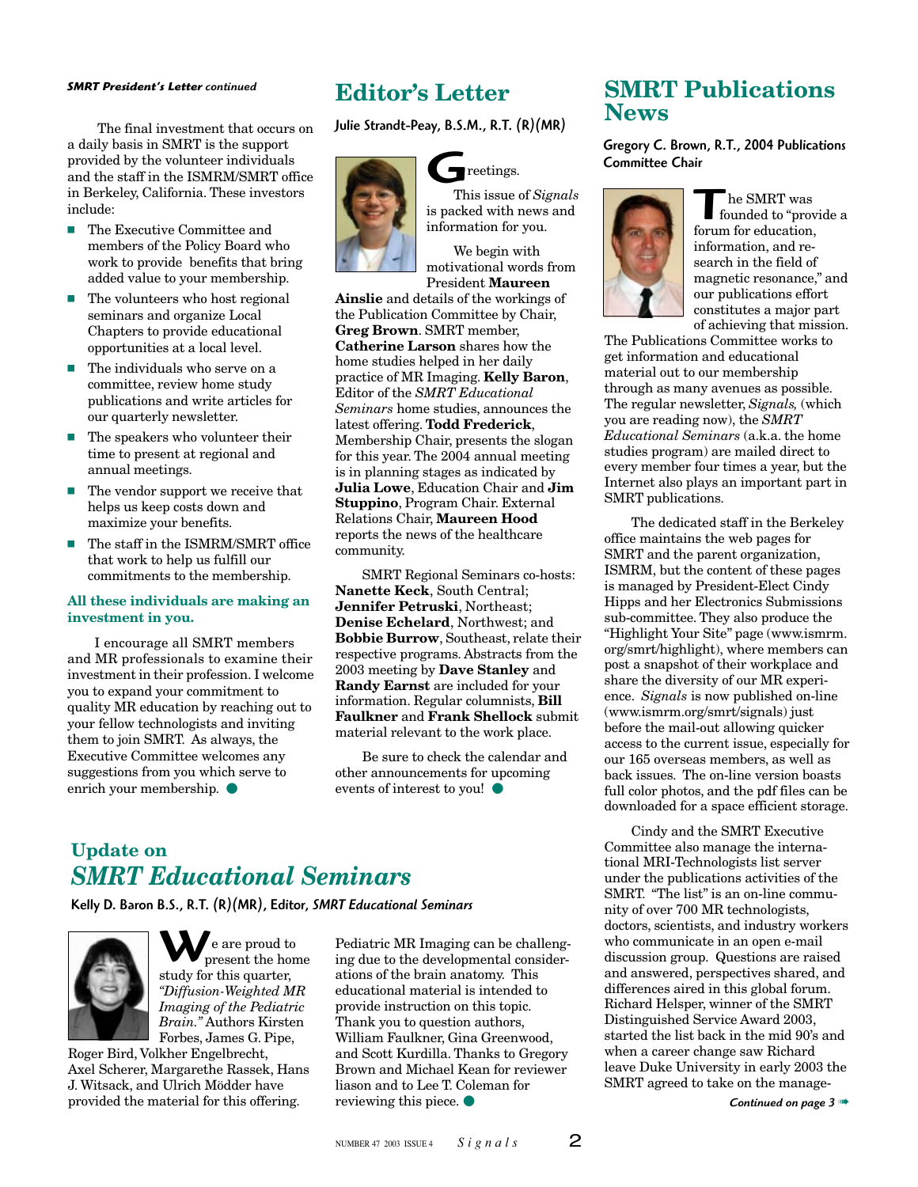*SMRT President's Letter continued*

The final investment that occurs on a daily basis in SMRT is the support provided by the volunteer individuals and the staff in the ISMRM/SMRT office in Berkeley, California. These investors include:

- The Executive Committee and members of the Policy Board who work to provide benefits that bring added value to your membership.
- The volunteers who host regional seminars and organize Local Chapters to provide educational opportunities at a local level.
- The individuals who serve on a committee, review home study publications and write articles for our quarterly newsletter.
- The speakers who volunteer their time to present at regional and annual meetings.
- The vendor support we receive that helps us keep costs down and maximize your benefits.
- The staff in the ISMRM/SMRT office that work to help us fulfill our commitments to the membership.

**All these individuals are making an investment in you.**

I encourage all SMRT members and MR professionals to examine their investment in their profession. I welcome you to expand your commitment to quality MR education by reaching out to your fellow technologists and inviting them to join SMRT. As always, the Executive Committee welcomes any suggestions from you which serve to enrich your membership.

# Editor's Letter

**Julie Strandt-Peay, B.S.M., R.T. (R)(MR)**

Greetings.

This issue of *Signals* is packed with news and information for you.

We begin with motivational words from President **Maureen Ainslie** and details of the workings of the Publication Committee by Chair, **Greg Brown**. SMRT member, **Catherine Larson** shares how the home studies helped in her daily practice of MR Imaging. **Kelly Baron**, Editor of the *SMRT Educational Seminars* home studies, announces the latest offering. **Todd Frederick**, Membership Chair, presents the slogan for this year. The 2004 annual meeting is in planning stages as indicated by **Julia Lowe**, Education Chair and **Jim Stuppino**, Program Chair. External Relations Chair, **Maureen Hood** reports the news of the healthcare community.

SMRT Regional Seminars co-hosts: **Nanette Keck**, South Central; **Jennifer Petruski**, Northeast; **Denise Echelard**, Northwest; and **Bobbie Burrow**, Southeast, relate their respective programs. Abstracts from the 2003 meeting by **Dave Stanley** and **Randy Earnst** are included for your information. Regular columnists, **Bill Faulkner** and **Frank Shellock** submit material relevant to the work place.

Be sure to check the calendar and other announcements for upcoming events of interest to you!

# SMRT Publications News

**Gregory C. Brown, R.T., 2004 Publications Committee Chair**

The SMRT was founded to "provide a forum for education, information, and research in the field of magnetic resonance," and our publications effort constitutes a major part of achieving that mission. The Publications Committee works to get information and educational material out to our membership through as many avenues as possible. The regular newsletter, *Signals,* (which you are reading now), the *SMRT Educational Seminars* (a.k.a. the home studies program) are mailed direct to every member four times a year, but the Internet also plays an important part in SMRT publications.

The dedicated staff in the Berkeley office maintains the web pages for SMRT and the parent organization, ISMRM, but the content of these pages is managed by President-Elect Cindy Hipps and her Electronics Submissions sub-committee. They also produce the "Highlight Your Site" page (www.ismrm.org/smrt/highlight), where members can post a snapshot of their workplace and share the diversity of our MR experience. *Signals* is now published on-line (www.ismrm.org/smrt/signals) just before the mail-out allowing quicker access to the current issue, especially for our 165 overseas members, as well as back issues. The on-line version boasts full color photos, and the pdf files can be downloaded for a space efficient storage.

Cindy and the SMRT Executive Committee also manage the international MRI-Technologists list server under the publications activities of the SMRT. "The list" is an on-line community of over 700 MR technologists, doctors, scientists, and industry workers who communicate in an open e-mail discussion group. Questions are raised and answered, perspectives shared, and differences aired in this global forum. Richard Helsper, winner of the SMRT Distinguished Service Award 2003, started the list back in the mid 90's and when a career change saw Richard leave Duke University in early 2003 the SMRT agreed to take on the manage-

*Continued on page 3*

# Update on *SMRT Educational Seminars*

**Kelly D. Baron B.S., R.T. (R)(MR), Editor, *SMRT Educational Seminars***

We are proud to present the home study for this quarter, *"Diffusion-Weighted MR Imaging of the Pediatric Brain."* Authors Kirsten Forbes, James G. Pipe, Roger Bird, Volkher Engelbrecht, Axel Scherer, Margarethe Rassek, Hans J. Witsack, and Ulrich Mödder have provided the material for this offering.

Pediatric MR Imaging can be challenging due to the developmental considerations of the brain anatomy. This educational material is intended to provide instruction on this topic. Thank you to question authors, William Faulkner, Gina Greenwood, and Scott Kurdilla. Thanks to Gregory Brown and Michael Kean for reviewer liason and to Lee T. Coleman for reviewing this piece.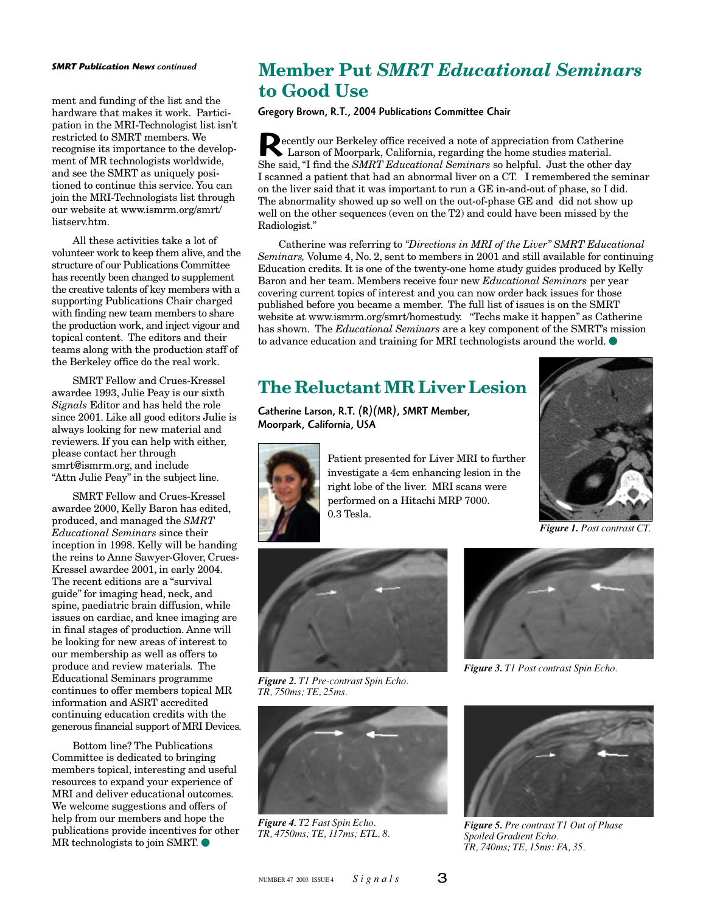*SMRT Publication News continued*

ment and funding of the list and the hardware that makes it work. Participation in the MRI-Technologist list isn't restricted to SMRT members. We recognise its importance to the development of MR technologists worldwide, and see the SMRT as uniquely positioned to continue this service. You can join the MRI-Technologists list through our website at www.ismrm.org/smrt/listserv.htm.

All these activities take a lot of volunteer work to keep them alive, and the structure of our Publications Committee has recently been changed to supplement the creative talents of key members with a supporting Publications Chair charged with finding new team members to share the production work, and inject vigour and topical content. The editors and their teams along with the production staff of the Berkeley office do the real work.

SMRT Fellow and Crues-Kressel awardee 1993, Julie Peay is our sixth *Signals* Editor and has held the role since 2001. Like all good editors Julie is always looking for new material and reviewers. If you can help with either, please contact her through smrt@ismrm.org, and include "Attn Julie Peay" in the subject line.

SMRT Fellow and Crues-Kressel awardee 2000, Kelly Baron has edited, produced, and managed the *SMRT Educational Seminars* since their inception in 1998. Kelly will be handing the reins to Anne Sawyer-Glover, Crues-Kressel awardee 2001, in early 2004. The recent editions are a "survival guide" for imaging head, neck, and spine, paediatric brain diffusion, while issues on cardiac, and knee imaging are in final stages of production. Anne will be looking for new areas of interest to our membership as well as offers to produce and review materials. The Educational Seminars programme continues to offer members topical MR information and ASRT accredited continuing education credits with the generous financial support of MRI Devices.

Bottom line? The Publications Committee is dedicated to bringing members topical, interesting and useful resources to expand your experience of MRI and deliver educational outcomes. We welcome suggestions and offers of help from our members and hope the publications provide incentives for other MR technologists to join SMRT. ●

# Member Put *SMRT Educational Seminars* to Good Use

**Gregory Brown, R.T., 2004 Publications Committee Chair**

Recently our Berkeley office received a note of appreciation from Catherine Larson of Moorpark, California, regarding the home studies material. She said, "I find the *SMRT Educational Seminars* so helpful. Just the other day I scanned a patient that had an abnormal liver on a CT. I remembered the seminar on the liver said that it was important to run a GE in-and-out of phase, so I did. The abnormality showed up so well on the out-of-phase GE and did not show up well on the other sequences (even on the T2) and could have been missed by the Radiologist."

Catherine was referring to *"Directions in MRI of the Liver" SMRT Educational Seminars,* Volume 4, No. 2, sent to members in 2001 and still available for continuing Education credits. It is one of the twenty-one home study guides produced by Kelly Baron and her team. Members receive four new *Educational Seminars* per year covering current topics of interest and you can now order back issues for those published before you became a member. The full list of issues is on the SMRT website at www.ismrm.org/smrt/homestudy. "Techs make it happen" as Catherine has shown. The *Educational Seminars* are a key component of the SMRT's mission to advance education and training for MRI technologists around the world. ●

# The Reluctant MR Liver Lesion

**Catherine Larson, R.T. (R)(MR), SMRT Member, Moorpark, California, USA**

Patient presented for Liver MRI to further investigate a 4cm enhancing lesion in the right lobe of the liver. MRI scans were performed on a Hitachi MRP 7000. 0.3 Tesla.

***Figure 1.*** *Post contrast CT.*

***Figure 2.*** *T1 Pre-contrast Spin Echo. TR, 750ms; TE, 25ms.*

***Figure 3.*** *T1 Post contrast Spin Echo.*

***Figure 4.*** *T2 Fast Spin Echo. TR, 4750ms; TE, 117ms; ETL, 8.*

***Figure 5.*** *Pre contrast T1 Out of Phase Spoiled Gradient Echo. TR, 740ms; TE, 15ms: FA, 35.*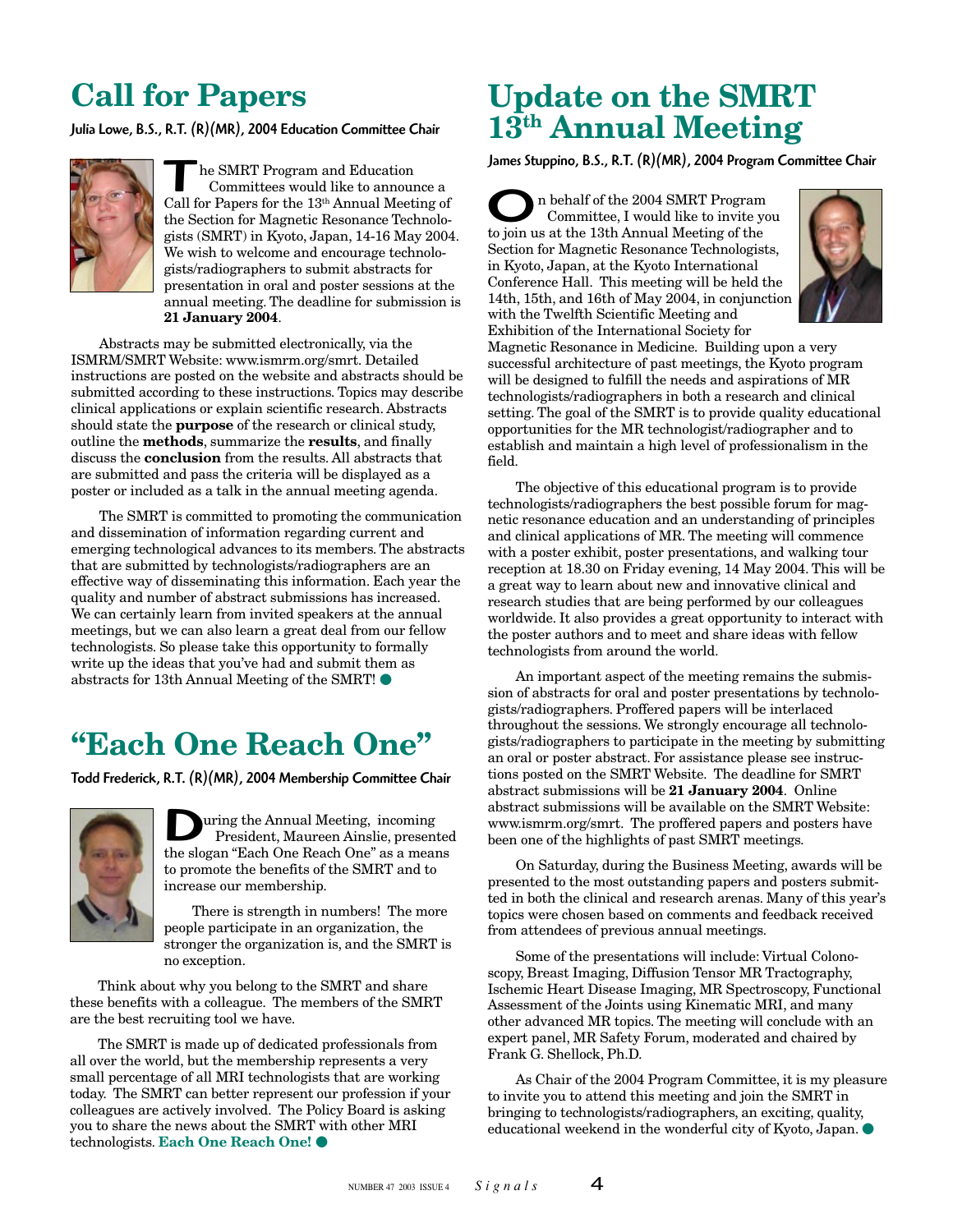# Call for Papers

Julia Lowe, B.S., R.T. (R)(MR), 2004 Education Committee Chair

The SMRT Program and Education Committees would like to announce a Call for Papers for the 13th Annual Meeting of the Section for Magnetic Resonance Technologists (SMRT) in Kyoto, Japan, 14-16 May 2004. We wish to welcome and encourage technologists/radiographers to submit abstracts for presentation in oral and poster sessions at the annual meeting. The deadline for submission is **21 January 2004**.

Abstracts may be submitted electronically, via the ISMRM/SMRT Website: www.ismrm.org/smrt. Detailed instructions are posted on the website and abstracts should be submitted according to these instructions. Topics may describe clinical applications or explain scientific research. Abstracts should state the **purpose** of the research or clinical study, outline the **methods**, summarize the **results**, and finally discuss the **conclusion** from the results. All abstracts that are submitted and pass the criteria will be displayed as a poster or included as a talk in the annual meeting agenda.

The SMRT is committed to promoting the communication and dissemination of information regarding current and emerging technological advances to its members. The abstracts that are submitted by technologists/radiographers are an effective way of disseminating this information. Each year the quality and number of abstract submissions has increased. We can certainly learn from invited speakers at the annual meetings, but we can also learn a great deal from our fellow technologists. So please take this opportunity to formally write up the ideas that you've had and submit them as abstracts for 13th Annual Meeting of the SMRT!

# "Each One Reach One"

Todd Frederick, R.T. (R)(MR), 2004 Membership Committee Chair

During the Annual Meeting, incoming President, Maureen Ainslie, presented the slogan "Each One Reach One" as a means to promote the benefits of the SMRT and to increase our membership.

There is strength in numbers! The more people participate in an organization, the stronger the organization is, and the SMRT is no exception.

Think about why you belong to the SMRT and share these benefits with a colleague. The members of the SMRT are the best recruiting tool we have.

The SMRT is made up of dedicated professionals from all over the world, but the membership represents a very small percentage of all MRI technologists that are working today. The SMRT can better represent our profession if your colleagues are actively involved. The Policy Board is asking you to share the news about the SMRT with other MRI technologists. **Each One Reach One!**

# Update on the SMRT 13th Annual Meeting

James Stuppino, B.S., R.T. (R)(MR), 2004 Program Committee Chair

On behalf of the 2004 SMRT Program Committee, I would like to invite you to join us at the 13th Annual Meeting of the Section for Magnetic Resonance Technologists, in Kyoto, Japan, at the Kyoto International Conference Hall. This meeting will be held the 14th, 15th, and 16th of May 2004, in conjunction with the Twelfth Scientific Meeting and Exhibition of the International Society for Magnetic Resonance in Medicine. Building upon a very successful architecture of past meetings, the Kyoto program will be designed to fulfill the needs and aspirations of MR technologists/radiographers in both a research and clinical setting. The goal of the SMRT is to provide quality educational opportunities for the MR technologist/radiographer and to establish and maintain a high level of professionalism in the field.

The objective of this educational program is to provide technologists/radiographers the best possible forum for magnetic resonance education and an understanding of principles and clinical applications of MR. The meeting will commence with a poster exhibit, poster presentations, and walking tour reception at 18.30 on Friday evening, 14 May 2004. This will be a great way to learn about new and innovative clinical and research studies that are being performed by our colleagues worldwide. It also provides a great opportunity to interact with the poster authors and to meet and share ideas with fellow technologists from around the world.

An important aspect of the meeting remains the submission of abstracts for oral and poster presentations by technologists/radiographers. Proffered papers will be interlaced throughout the sessions. We strongly encourage all technologists/radiographers to participate in the meeting by submitting an oral or poster abstract. For assistance please see instructions posted on the SMRT Website. The deadline for SMRT abstract submissions will be **21 January 2004**. Online abstract submissions will be available on the SMRT Website: www.ismrm.org/smrt. The proffered papers and posters have been one of the highlights of past SMRT meetings.

On Saturday, during the Business Meeting, awards will be presented to the most outstanding papers and posters submitted in both the clinical and research arenas. Many of this year's topics were chosen based on comments and feedback received from attendees of previous annual meetings.

Some of the presentations will include: Virtual Colonoscopy, Breast Imaging, Diffusion Tensor MR Tractography, Ischemic Heart Disease Imaging, MR Spectroscopy, Functional Assessment of the Joints using Kinematic MRI, and many other advanced MR topics. The meeting will conclude with an expert panel, MR Safety Forum, moderated and chaired by Frank G. Shellock, Ph.D.

As Chair of the 2004 Program Committee, it is my pleasure to invite you to attend this meeting and join the SMRT in bringing to technologists/radiographers, an exciting, quality, educational weekend in the wonderful city of Kyoto, Japan.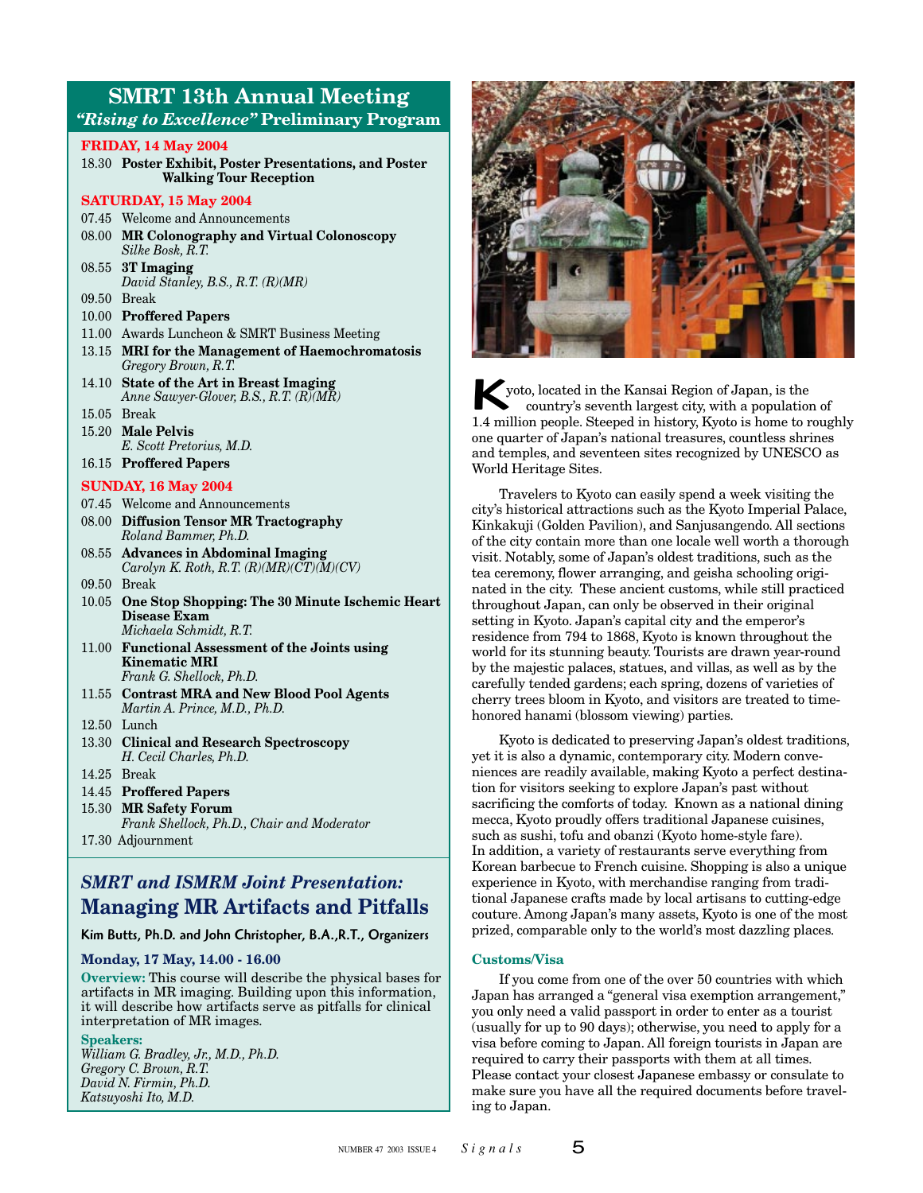## SMRT 13th Annual Meeting
### *"Rising to Excellence"* Preliminary Program

**FRIDAY, 14 May 2004**

18.30 **Poster Exhibit, Poster Presentations, and Poster Walking Tour Reception**

**SATURDAY, 15 May 2004**

07.45 Welcome and Announcements

08.00 **MR Colonography and Virtual Colonoscopy**
*Silke Bosk, R.T.*

08.55 **3T Imaging**
*David Stanley, B.S., R.T. (R)(MR)*

09.50 Break

10.00 **Proffered Papers**

11.00 Awards Luncheon & SMRT Business Meeting

13.15 **MRI for the Management of Haemochromatosis**
*Gregory Brown, R.T.*

14.10 **State of the Art in Breast Imaging**
*Anne Sawyer-Glover, B.S., R.T. (R)(MR)*

15.05 Break

15.20 **Male Pelvis**
*E. Scott Pretorius, M.D.*

16.15 **Proffered Papers**

**SUNDAY, 16 May 2004**

07.45 Welcome and Announcements

08.00 **Diffusion Tensor MR Tractography**
*Roland Bammer, Ph.D.*

08.55 **Advances in Abdominal Imaging**
*Carolyn K. Roth, R.T. (R)(MR)(CT)(M)(CV)*

09.50 Break

10.05 **One Stop Shopping: The 30 Minute Ischemic Heart Disease Exam**
*Michaela Schmidt, R.T.*

11.00 **Functional Assessment of the Joints using Kinematic MRI**
*Frank G. Shellock, Ph.D.*

11.55 **Contrast MRA and New Blood Pool Agents**
*Martin A. Prince, M.D., Ph.D.*

12.50 Lunch

13.30 **Clinical and Research Spectroscopy**
*H. Cecil Charles, Ph.D.*

14.25 Break

14.45 **Proffered Papers**

15.30 **MR Safety Forum**
*Frank Shellock, Ph.D., Chair and Moderator*

17.30 Adjournment

## *SMRT and ISMRM Joint Presentation:* Managing MR Artifacts and Pitfalls

Kim Butts, Ph.D. and John Christopher, B.A.,R.T., Organizers

**Monday, 17 May, 14.00 - 16.00**

**Overview:** This course will describe the physical bases for artifacts in MR imaging. Building upon this information, it will describe how artifacts serve as pitfalls for clinical interpretation of MR images.

**Speakers:**
*William G. Bradley, Jr., M.D., Ph.D.*
*Gregory C. Brown, R.T.*
*David N. Firmin, Ph.D.*
*Katsuyoshi Ito, M.D.*

Kyoto, located in the Kansai Region of Japan, is the country's seventh largest city, with a population of 1.4 million people. Steeped in history, Kyoto is home to roughly one quarter of Japan's national treasures, countless shrines and temples, and seventeen sites recognized by UNESCO as World Heritage Sites.

Travelers to Kyoto can easily spend a week visiting the city's historical attractions such as the Kyoto Imperial Palace, Kinkakuji (Golden Pavilion), and Sanjusangendo. All sections of the city contain more than one locale well worth a thorough visit. Notably, some of Japan's oldest traditions, such as the tea ceremony, flower arranging, and geisha schooling originated in the city. These ancient customs, while still practiced throughout Japan, can only be observed in their original setting in Kyoto. Japan's capital city and the emperor's residence from 794 to 1868, Kyoto is known throughout the world for its stunning beauty. Tourists are drawn year-round by the majestic palaces, statues, and villas, as well as by the carefully tended gardens; each spring, dozens of varieties of cherry trees bloom in Kyoto, and visitors are treated to time-honored hanami (blossom viewing) parties.

Kyoto is dedicated to preserving Japan's oldest traditions, yet it is also a dynamic, contemporary city. Modern conveniences are readily available, making Kyoto a perfect destination for visitors seeking to explore Japan's past without sacrificing the comforts of today. Known as a national dining mecca, Kyoto proudly offers traditional Japanese cuisines, such as sushi, tofu and obanzi (Kyoto home-style fare). In addition, a variety of restaurants serve everything from Korean barbecue to French cuisine. Shopping is also a unique experience in Kyoto, with merchandise ranging from traditional Japanese crafts made by local artisans to cutting-edge couture. Among Japan's many assets, Kyoto is one of the most prized, comparable only to the world's most dazzling places.

### Customs/Visa

If you come from one of the over 50 countries with which Japan has arranged a "general visa exemption arrangement," you only need a valid passport in order to enter as a tourist (usually for up to 90 days); otherwise, you need to apply for a visa before coming to Japan. All foreign tourists in Japan are required to carry their passports with them at all times. Please contact your closest Japanese embassy or consulate to make sure you have all the required documents before traveling to Japan.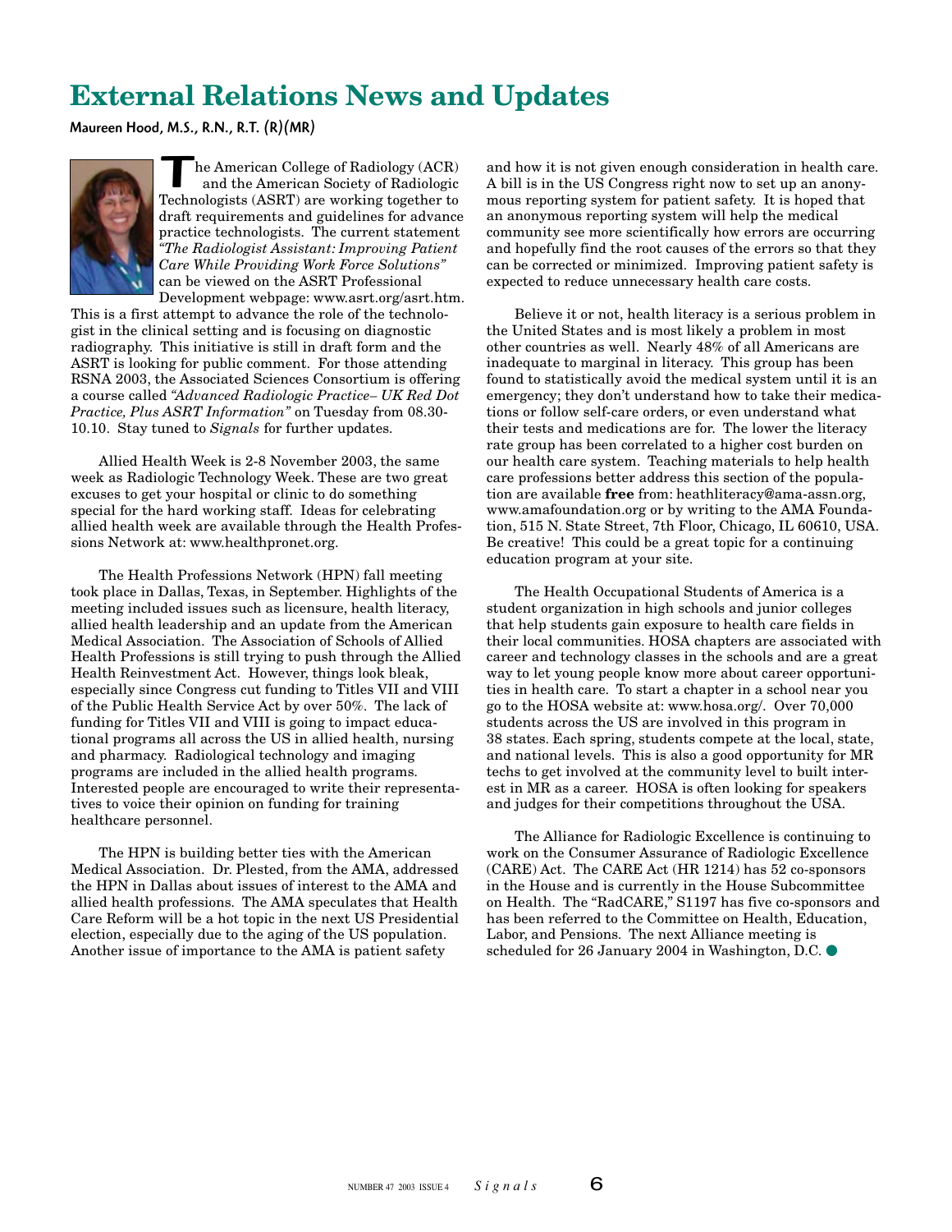# External Relations News and Updates

**Maureen Hood, M.S., R.N., R.T. (R)(MR)**

The American College of Radiology (ACR) and the American Society of Radiologic Technologists (ASRT) are working together to draft requirements and guidelines for advance practice technologists. The current statement *"The Radiologist Assistant: Improving Patient Care While Providing Work Force Solutions"* can be viewed on the ASRT Professional Development webpage: www.asrt.org/asrt.htm. This is a first attempt to advance the role of the technologist in the clinical setting and is focusing on diagnostic radiography. This initiative is still in draft form and the ASRT is looking for public comment. For those attending RSNA 2003, the Associated Sciences Consortium is offering a course called *"Advanced Radiologic Practice– UK Red Dot Practice, Plus ASRT Information"* on Tuesday from 08.30-10.10. Stay tuned to *Signals* for further updates.

Allied Health Week is 2-8 November 2003, the same week as Radiologic Technology Week. These are two great excuses to get your hospital or clinic to do something special for the hard working staff. Ideas for celebrating allied health week are available through the Health Professions Network at: www.healthpronet.org.

The Health Professions Network (HPN) fall meeting took place in Dallas, Texas, in September. Highlights of the meeting included issues such as licensure, health literacy, allied health leadership and an update from the American Medical Association. The Association of Schools of Allied Health Professions is still trying to push through the Allied Health Reinvestment Act. However, things look bleak, especially since Congress cut funding to Titles VII and VIII of the Public Health Service Act by over 50%. The lack of funding for Titles VII and VIII is going to impact educational programs all across the US in allied health, nursing and pharmacy. Radiological technology and imaging programs are included in the allied health programs. Interested people are encouraged to write their representatives to voice their opinion on funding for training healthcare personnel.

The HPN is building better ties with the American Medical Association. Dr. Plested, from the AMA, addressed the HPN in Dallas about issues of interest to the AMA and allied health professions. The AMA speculates that Health Care Reform will be a hot topic in the next US Presidential election, especially due to the aging of the US population. Another issue of importance to the AMA is patient safety and how it is not given enough consideration in health care. A bill is in the US Congress right now to set up an anonymous reporting system for patient safety. It is hoped that an anonymous reporting system will help the medical community see more scientifically how errors are occurring and hopefully find the root causes of the errors so that they can be corrected or minimized. Improving patient safety is expected to reduce unnecessary health care costs.

Believe it or not, health literacy is a serious problem in the United States and is most likely a problem in most other countries as well. Nearly 48% of all Americans are inadequate to marginal in literacy. This group has been found to statistically avoid the medical system until it is an emergency; they don't understand how to take their medications or follow self-care orders, or even understand what their tests and medications are for. The lower the literacy rate group has been correlated to a higher cost burden on our health care system. Teaching materials to help health care professions better address this section of the population are available **free** from: heathliteracy@ama-assn.org, www.amafoundation.org or by writing to the AMA Foundation, 515 N. State Street, 7th Floor, Chicago, IL 60610, USA. Be creative! This could be a great topic for a continuing education program at your site.

The Health Occupational Students of America is a student organization in high schools and junior colleges that help students gain exposure to health care fields in their local communities. HOSA chapters are associated with career and technology classes in the schools and are a great way to let young people know more about career opportunities in health care. To start a chapter in a school near you go to the HOSA website at: www.hosa.org/. Over 70,000 students across the US are involved in this program in 38 states. Each spring, students compete at the local, state, and national levels. This is also a good opportunity for MR techs to get involved at the community level to built interest in MR as a career. HOSA is often looking for speakers and judges for their competitions throughout the USA.

The Alliance for Radiologic Excellence is continuing to work on the Consumer Assurance of Radiologic Excellence (CARE) Act. The CARE Act (HR 1214) has 52 co-sponsors in the House and is currently in the House Subcommittee on Health. The "RadCARE," S1197 has five co-sponsors and has been referred to the Committee on Health, Education, Labor, and Pensions. The next Alliance meeting is scheduled for 26 January 2004 in Washington, D.C.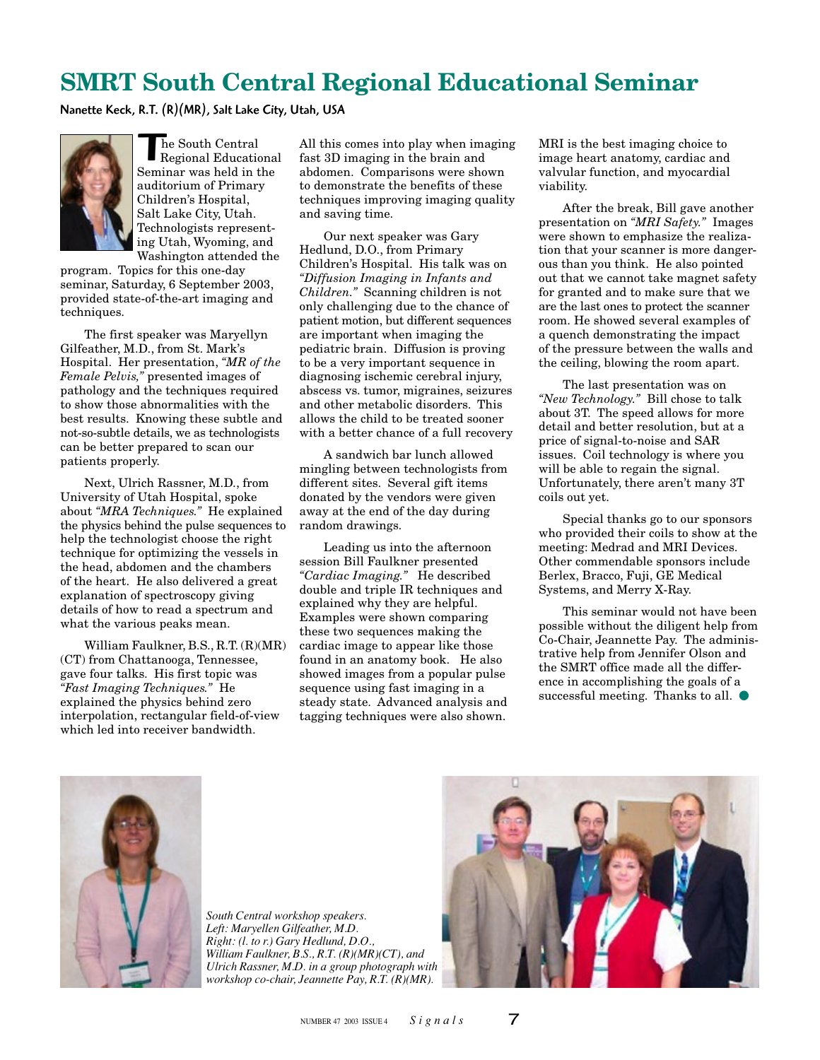# SMRT South Central Regional Educational Seminar

**Nanette Keck, R.T. (R)(MR), Salt Lake City, Utah, USA**

The South Central Regional Educational Seminar was held in the auditorium of Primary Children's Hospital, Salt Lake City, Utah. Technologists representing Utah, Wyoming, and Washington attended the program. Topics for this one-day seminar, Saturday, 6 September 2003, provided state-of-the-art imaging and techniques.

The first speaker was Maryellyn Gilfeather, M.D., from St. Mark's Hospital. Her presentation, *"MR of the Female Pelvis,"* presented images of pathology and the techniques required to show those abnormalities with the best results. Knowing these subtle and not-so-subtle details, we as technologists can be better prepared to scan our patients properly.

Next, Ulrich Rassner, M.D., from University of Utah Hospital, spoke about *"MRA Techniques."* He explained the physics behind the pulse sequences to help the technologist choose the right technique for optimizing the vessels in the head, abdomen and the chambers of the heart. He also delivered a great explanation of spectroscopy giving details of how to read a spectrum and what the various peaks mean.

William Faulkner, B.S., R.T. (R)(MR)(CT) from Chattanooga, Tennessee, gave four talks. His first topic was *"Fast Imaging Techniques."* He explained the physics behind zero interpolation, rectangular field-of-view which led into receiver bandwidth. All this comes into play when imaging fast 3D imaging in the brain and abdomen. Comparisons were shown to demonstrate the benefits of these techniques improving imaging quality and saving time.

Our next speaker was Gary Hedlund, D.O., from Primary Children's Hospital. His talk was on *"Diffusion Imaging in Infants and Children."* Scanning children is not only challenging due to the chance of patient motion, but different sequences are important when imaging the pediatric brain. Diffusion is proving to be a very important sequence in diagnosing ischemic cerebral injury, abscess vs. tumor, migraines, seizures and other metabolic disorders. This allows the child to be treated sooner with a better chance of a full recovery

A sandwich bar lunch allowed mingling between technologists from different sites. Several gift items donated by the vendors were given away at the end of the day during random drawings.

Leading us into the afternoon session Bill Faulkner presented *"Cardiac Imaging."* He described double and triple IR techniques and explained why they are helpful. Examples were shown comparing these two sequences making the cardiac image to appear like those found in an anatomy book. He also showed images from a popular pulse sequence using fast imaging in a steady state. Advanced analysis and tagging techniques were also shown. MRI is the best imaging choice to image heart anatomy, cardiac and valvular function, and myocardial viability.

After the break, Bill gave another presentation on *"MRI Safety."* Images were shown to emphasize the realization that your scanner is more dangerous than you think. He also pointed out that we cannot take magnet safety for granted and to make sure that we are the last ones to protect the scanner room. He showed several examples of a quench demonstrating the impact of the pressure between the walls and the ceiling, blowing the room apart.

The last presentation was on *"New Technology."* Bill chose to talk about 3T. The speed allows for more detail and better resolution, but at a price of signal-to-noise and SAR issues. Coil technology is where you will be able to regain the signal. Unfortunately, there aren't many 3T coils out yet.

Special thanks go to our sponsors who provided their coils to show at the meeting: Medrad and MRI Devices. Other commendable sponsors include Berlex, Bracco, Fuji, GE Medical Systems, and Merry X-Ray.

This seminar would not have been possible without the diligent help from Co-Chair, Jeannette Pay. The administrative help from Jennifer Olson and the SMRT office made all the difference in accomplishing the goals of a successful meeting. Thanks to all. ●

*South Central workshop speakers. Left: Maryellen Gilfeather, M.D. Right: (l. to r.) Gary Hedlund, D.O., William Faulkner, B.S., R.T. (R)(MR)(CT), and Ulrich Rassner, M.D. in a group photograph with workshop co-chair, Jeannette Pay, R.T. (R)(MR).*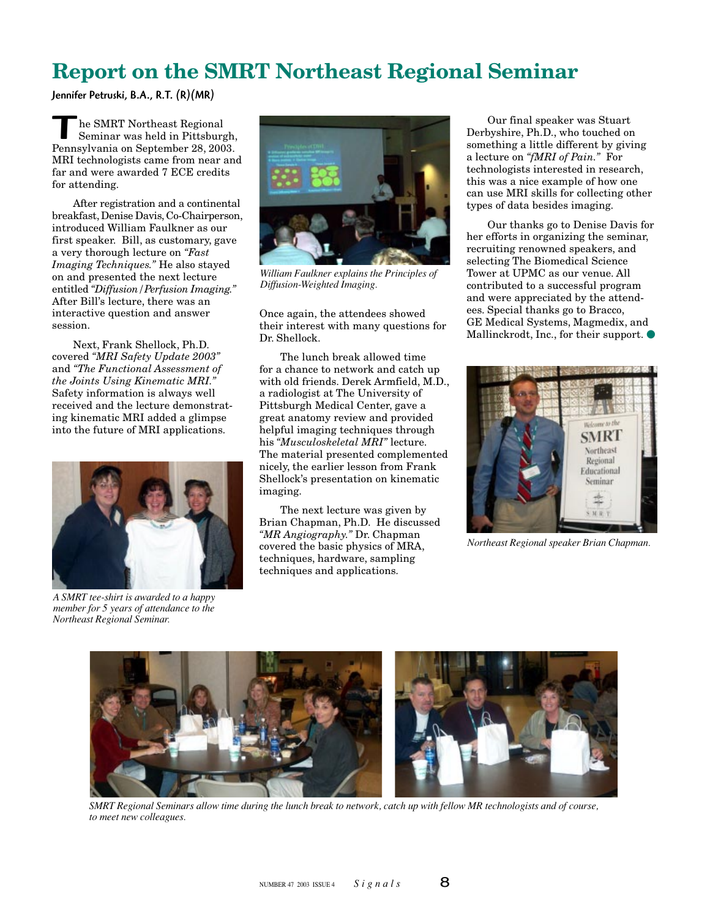# Report on the SMRT Northeast Regional Seminar

Jennifer Petruski, B.A., R.T. (R)(MR)

The SMRT Northeast Regional Seminar was held in Pittsburgh, Pennsylvania on September 28, 2003. MRI technologists came from near and far and were awarded 7 ECE credits for attending.

After registration and a continental breakfast, Denise Davis, Co-Chairperson, introduced William Faulkner as our first speaker. Bill, as customary, gave a very thorough lecture on *"Fast Imaging Techniques."* He also stayed on and presented the next lecture entitled *"Diffusion/Perfusion Imaging."* After Bill's lecture, there was an interactive question and answer session.

Next, Frank Shellock, Ph.D. covered *"MRI Safety Update 2003"* and *"The Functional Assessment of the Joints Using Kinematic MRI."* Safety information is always well received and the lecture demonstrating kinematic MRI added a glimpse into the future of MRI applications.

*A SMRT tee-shirt is awarded to a happy member for 5 years of attendance to the Northeast Regional Seminar.*

*William Faulkner explains the Principles of Diffusion-Weighted Imaging.*

Once again, the attendees showed their interest with many questions for Dr. Shellock.

The lunch break allowed time for a chance to network and catch up with old friends. Derek Armfield, M.D., a radiologist at The University of Pittsburgh Medical Center, gave a great anatomy review and provided helpful imaging techniques through his *"Musculoskeletal MRI"* lecture. The material presented complemented nicely, the earlier lesson from Frank Shellock's presentation on kinematic imaging.

The next lecture was given by Brian Chapman, Ph.D. He discussed *"MR Angiography."* Dr. Chapman covered the basic physics of MRA, techniques, hardware, sampling techniques and applications.

Our final speaker was Stuart Derbyshire, Ph.D., who touched on something a little different by giving a lecture on *"fMRI of Pain."* For technologists interested in research, this was a nice example of how one can use MRI skills for collecting other types of data besides imaging.

Our thanks go to Denise Davis for her efforts in organizing the seminar, recruiting renowned speakers, and selecting The Biomedical Science Tower at UPMC as our venue. All contributed to a successful program and were appreciated by the attendees. Special thanks go to Bracco, GE Medical Systems, Magmedix, and Mallinckrodt, Inc., for their support.

*Northeast Regional speaker Brian Chapman.*

*SMRT Regional Seminars allow time during the lunch break to network, catch up with fellow MR technologists and of course, to meet new colleagues.*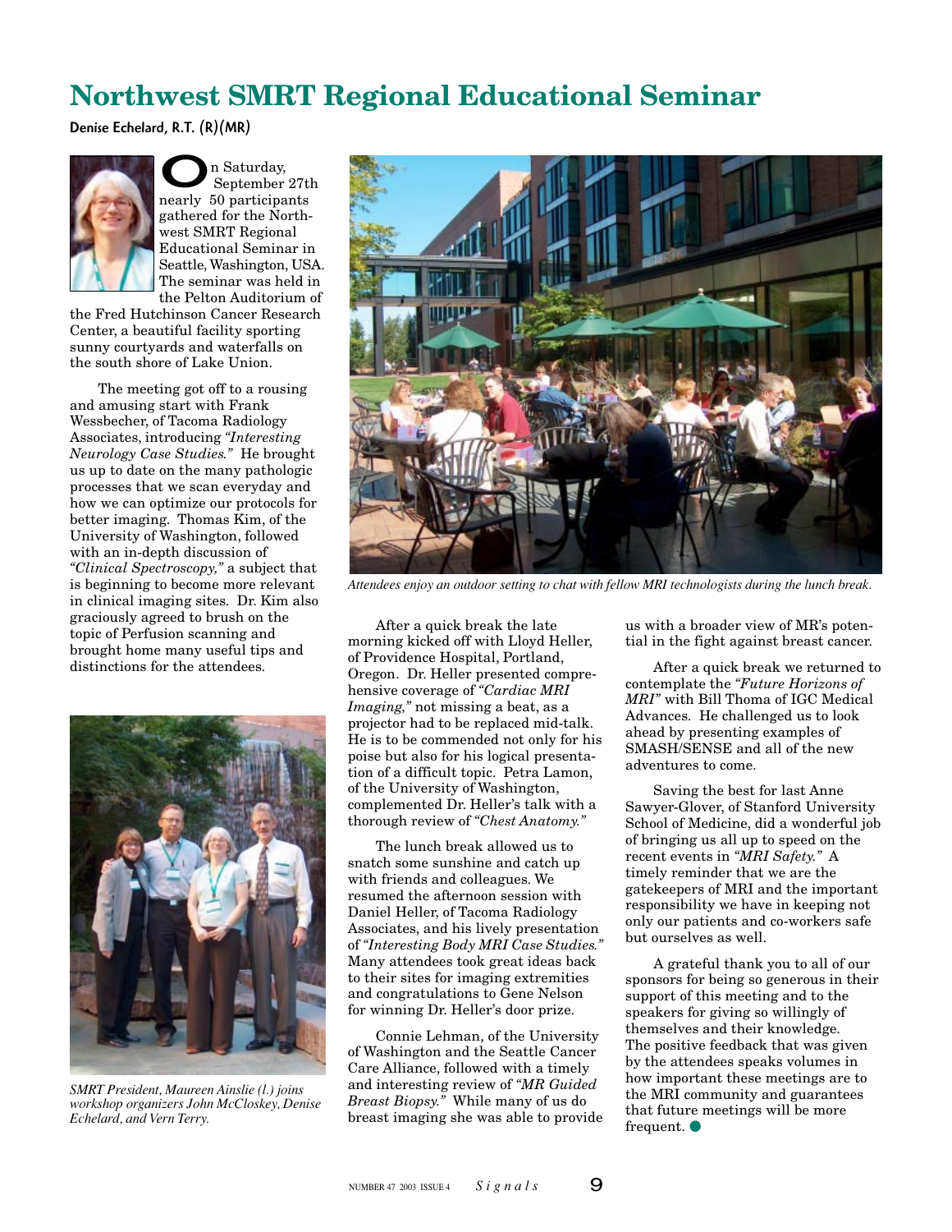# Northwest SMRT Regional Educational Seminar

**Denise Echelard, R.T. (R)(MR)**

On Saturday, September 27th nearly 50 participants gathered for the Northwest SMRT Regional Educational Seminar in Seattle, Washington, USA. The seminar was held in the Pelton Auditorium of the Fred Hutchinson Cancer Research Center, a beautiful facility sporting sunny courtyards and waterfalls on the south shore of Lake Union.

The meeting got off to a rousing and amusing start with Frank Wessbecher, of Tacoma Radiology Associates, introducing *"Interesting Neurology Case Studies."* He brought us up to date on the many pathologic processes that we scan everyday and how we can optimize our protocols for better imaging. Thomas Kim, of the University of Washington, followed with an in-depth discussion of *"Clinical Spectroscopy,"* a subject that is beginning to become more relevant in clinical imaging sites. Dr. Kim also graciously agreed to brush on the topic of Perfusion scanning and brought home many useful tips and distinctions for the attendees.

*Attendees enjoy an outdoor setting to chat with fellow MRI technologists during the lunch break.*

*SMRT President, Maureen Ainslie (l.) joins workshop organizers John McCloskey, Denise Echelard, and Vern Terry.*

After a quick break the late morning kicked off with Lloyd Heller, of Providence Hospital, Portland, Oregon. Dr. Heller presented comprehensive coverage of *"Cardiac MRI Imaging,"* not missing a beat, as a projector had to be replaced mid-talk. He is to be commended not only for his poise but also for his logical presentation of a difficult topic. Petra Lamon, of the University of Washington, complemented Dr. Heller's talk with a thorough review of *"Chest Anatomy."*

The lunch break allowed us to snatch some sunshine and catch up with friends and colleagues. We resumed the afternoon session with Daniel Heller, of Tacoma Radiology Associates, and his lively presentation of *"Interesting Body MRI Case Studies."* Many attendees took great ideas back to their sites for imaging extremities and congratulations to Gene Nelson for winning Dr. Heller's door prize.

Connie Lehman, of the University of Washington and the Seattle Cancer Care Alliance, followed with a timely and interesting review of *"MR Guided Breast Biopsy."* While many of us do breast imaging she was able to provide us with a broader view of MR's potential in the fight against breast cancer.

After a quick break we returned to contemplate the *"Future Horizons of MRI"* with Bill Thoma of IGC Medical Advances. He challenged us to look ahead by presenting examples of SMASH/SENSE and all of the new adventures to come.

Saving the best for last Anne Sawyer-Glover, of Stanford University School of Medicine, did a wonderful job of bringing us all up to speed on the recent events in *"MRI Safety."* A timely reminder that we are the gatekeepers of MRI and the important responsibility we have in keeping not only our patients and co-workers safe but ourselves as well.

A grateful thank you to all of our sponsors for being so generous in their support of this meeting and to the speakers for giving so willingly of themselves and their knowledge. The positive feedback that was given by the attendees speaks volumes in how important these meetings are to the MRI community and guarantees that future meetings will be more frequent.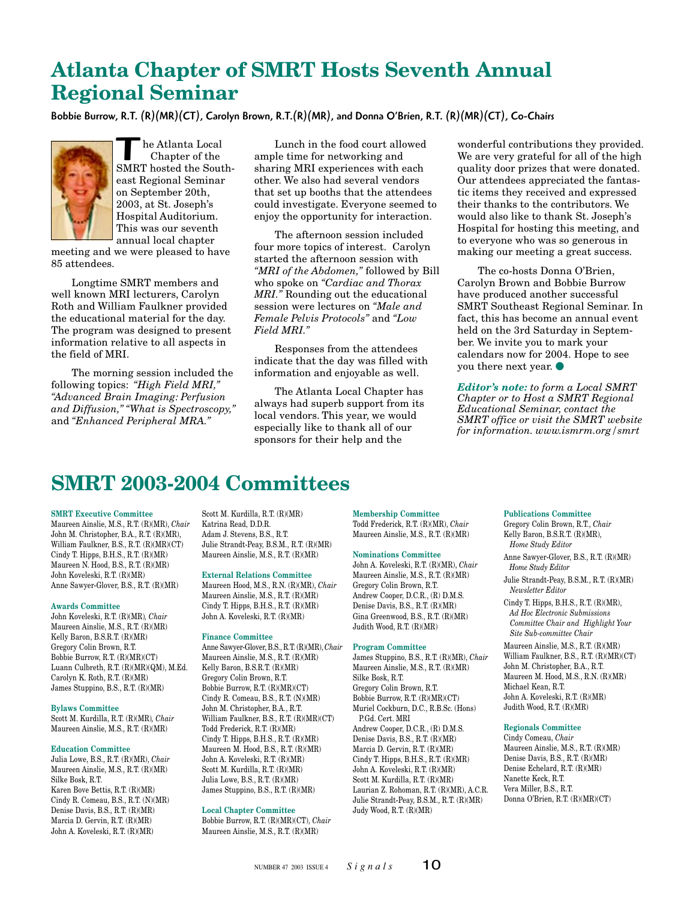# Atlanta Chapter of SMRT Hosts Seventh Annual Regional Seminar

**Bobbie Burrow, R.T. (R)(MR)(CT), Carolyn Brown, R.T.(R)(MR), and Donna O'Brien, R.T. (R)(MR)(CT), Co-Chairs**

The Atlanta Local Chapter of the SMRT hosted the Southeast Regional Seminar on September 20th, 2003, at St. Joseph's Hospital Auditorium. This was our seventh annual local chapter meeting and we were pleased to have 85 attendees.

Longtime SMRT members and well known MRI lecturers, Carolyn Roth and William Faulkner provided the educational material for the day. The program was designed to present information relative to all aspects in the field of MRI.

The morning session included the following topics: *"High Field MRI," "Advanced Brain Imaging: Perfusion and Diffusion," "What is Spectroscopy,"* and *"Enhanced Peripheral MRA."*

Lunch in the food court allowed ample time for networking and sharing MRI experiences with each other. We also had several vendors that set up booths that the attendees could investigate. Everyone seemed to enjoy the opportunity for interaction.

The afternoon session included four more topics of interest. Carolyn started the afternoon session with *"MRI of the Abdomen,"* followed by Bill who spoke on *"Cardiac and Thorax MRI."* Rounding out the educational session were lectures on *"Male and Female Pelvis Protocols"* and *"Low Field MRI."*

Responses from the attendees indicate that the day was filled with information and enjoyable as well.

The Atlanta Local Chapter has always had superb support from its local vendors. This year, we would especially like to thank all of our sponsors for their help and the wonderful contributions they provided. We are very grateful for all of the high quality door prizes that were donated. Our attendees appreciated the fantastic items they received and expressed their thanks to the contributors. We would also like to thank St. Joseph's Hospital for hosting this meeting, and to everyone who was so generous in making our meeting a great success.

The co-hosts Donna O'Brien, Carolyn Brown and Bobbie Burrow have produced another successful SMRT Southeast Regional Seminar. In fact, this has become an annual event held on the 3rd Saturday in September. We invite you to mark your calendars now for 2004. Hope to see you there next year. ●

***Editor's note:*** *to form a Local SMRT Chapter or to Host a SMRT Regional Educational Seminar, contact the SMRT office or visit the SMRT website for information. www.ismrm.org/smrt*

# SMRT 2003-2004 Committees

**SMRT Executive Committee**
Maureen Ainslie, M.S., R.T. (R)(MR), *Chair*
John M. Christopher, B.A., R.T. (R)(MR),
William Faulkner, B.S., R.T. (R)(MR)(CT)
Cindy T. Hipps, B.H.S., R.T. (R)(MR)
Maureen N. Hood, B.S., R.T. (R)(MR)
John Koveleski, R.T. (R)(MR)
Anne Sawyer-Glover, B.S., R.T. (R)(MR)

**Awards Committee**
John Koveleski, R.T. (R)(MR), *Chair*
Maureen Ainslie, M.S., R.T. (R)(MR)
Kelly Baron, B.S.R.T. (R)(MR)
Gregory Colin Brown, R.T.
Bobbie Burrow, R.T. (R)(MR)(CT)
Luann Culbreth, R.T. (R)(MR)(QM), M.Ed.
Carolyn K. Roth, R.T. (R)(MR)
James Stuppino, B.S., R.T. (R)(MR)

**Bylaws Committee**
Scott M. Kurdilla, R.T. (R)(MR), *Chair*
Maureen Ainslie, M.S., R.T. (R)(MR)

**Education Committee**
Julia Lowe, B.S., R.T. (R)(MR), *Chair*
Maureen Ainslie, M.S., R.T. (R)(MR)
Silke Bosk, R.T.
Karen Bove Bettis, R.T. (R)(MR)
Cindy R. Comeau, B.S., R.T. (N)(MR)
Denise Davis, B.S., R.T. (R)(MR)
Marcia D. Gervin, R.T. (R)(MR)
John A. Koveleski, R.T. (R)(MR)
Scott M. Kurdilla, R.T. (R)(MR)
Katrina Read, D.D.R.
Adam J. Stevens, B.S., R.T.
Julie Strandt-Peay, B.S.M., R.T. (R)(MR)
Maureen Ainslie, M.S., R.T. (R)(MR)

**External Relations Committee**
Maureen Hood, M.S., R.N. (R)(MR), *Chair*
Maureen Ainslie, M.S., R.T. (R)(MR)
Cindy T. Hipps, B.H.S., R.T. (R)(MR)
John A. Koveleski, R.T. (R)(MR)

**Finance Committee**
Anne Sawyer-Glover, B.S., R.T. (R)(MR), *Chair*
Maureen Ainslie, M.S., R.T. (R)(MR)
Kelly Baron, B.S.R.T. (R)(MR)
Gregory Colin Brown, R.T.
Bobbie Burrow, R.T. (R)(MR)(CT)
Cindy R. Comeau, B.S., R.T. (N)(MR)
John M. Christopher, B.A., R.T.
William Faulkner, B.S., R.T. (R)(MR)(CT)
Todd Frederick, R.T. (R)(MR)
Cindy T. Hipps, B.H.S., R.T. (R)(MR)
Maureen M. Hood, B.S., R.T. (R)(MR)
John A. Koveleski, R.T. (R)(MR)
Scott M. Kurdilla, R.T. (R)(MR)
Julia Lowe, B.S., R.T. (R)(MR)
James Stuppino, B.S., R.T. (R)(MR)

**Local Chapter Committee**
Bobbie Burrow, R.T. (R)(MR)(CT), *Chair*
Maureen Ainslie, M.S., R.T. (R)(MR)

**Membership Committee**
Todd Frederick, R.T. (R)(MR), *Chair*
Maureen Ainslie, M.S., R.T. (R)(MR)

**Nominations Committee**
John A. Koveleski, R.T. (R)(MR), *Chair*
Maureen Ainslie, M.S., R.T. (R)(MR)
Gregory Colin Brown, R.T.
Andrew Cooper, D.C.R., (R) D.M.S.
Denise Davis, B.S., R.T. (R)(MR)
Gina Greenwood, B.S., R.T. (R)(MR)
Judith Wood, R.T. (R)(MR)

**Program Committee**
James Stuppino, B.S., R.T. (R)(MR), *Chair*
Maureen Ainslie, M.S., R.T. (R)(MR)
Silke Bosk, R.T.
Gregory Colin Brown, R.T.
Bobbie Burrow, R.T. (R)(MR)(CT)
Muriel Cockburn, D.C., R.B.Sc. (Hons) P.Gd. Cert. MRI
Andrew Cooper, D.C.R., (R) D.M.S.
Denise Davis, B.S., R.T. (R)(MR)
Marcia D. Gervin, R.T. (R)(MR)
Cindy T. Hipps, B.H.S., R.T. (R)(MR)
John A. Koveleski, R.T. (R)(MR)
Scott M. Kurdilla, R.T. (R)(MR)
Laurian Z. Rohoman, R.T. (R)(MR), A.C.R.
Julie Strandt-Peay, B.S.M., R.T. (R)(MR)
Judy Wood, R.T. (R)(MR)

**Publications Committee**
Gregory Colin Brown, R.T., *Chair*
Kelly Baron, B.S.R.T. (R)(MR), *Home Study Editor*
Anne Sawyer-Glover, B.S., R.T. (R)(MR) *Home Study Editor*
Julie Strandt-Peay, B.S.M., R.T. (R)(MR) *Newsletter Editor*
Cindy T. Hipps, B.H.S., R.T. (R)(MR), *Ad Hoc Electronic Submissions Committee Chair and Highlight Your Site Sub-committee Chair*
Maureen Ainslie, M.S., R.T. (R)(MR)
William Faulkner, B.S., R.T. (R)(MR)(CT)
John M. Christopher, B.A., R.T.
Maureen M. Hood, M.S., R.N. (R)(MR)
Michael Kean, R.T.
John A. Koveleski, R.T. (R)(MR)
Judith Wood, R.T. (R)(MR)

**Regionals Committee**
Cindy Comeau, *Chair*
Maureen Ainslie, M.S., R.T. (R)(MR)
Denise Davis, B.S., R.T. (R)(MR)
Denise Echelard, R.T. (R)(MR)
Nanette Keck, R.T.
Vera Miller, B.S., R.T.
Donna O'Brien, R.T. (R)(MR)(CT)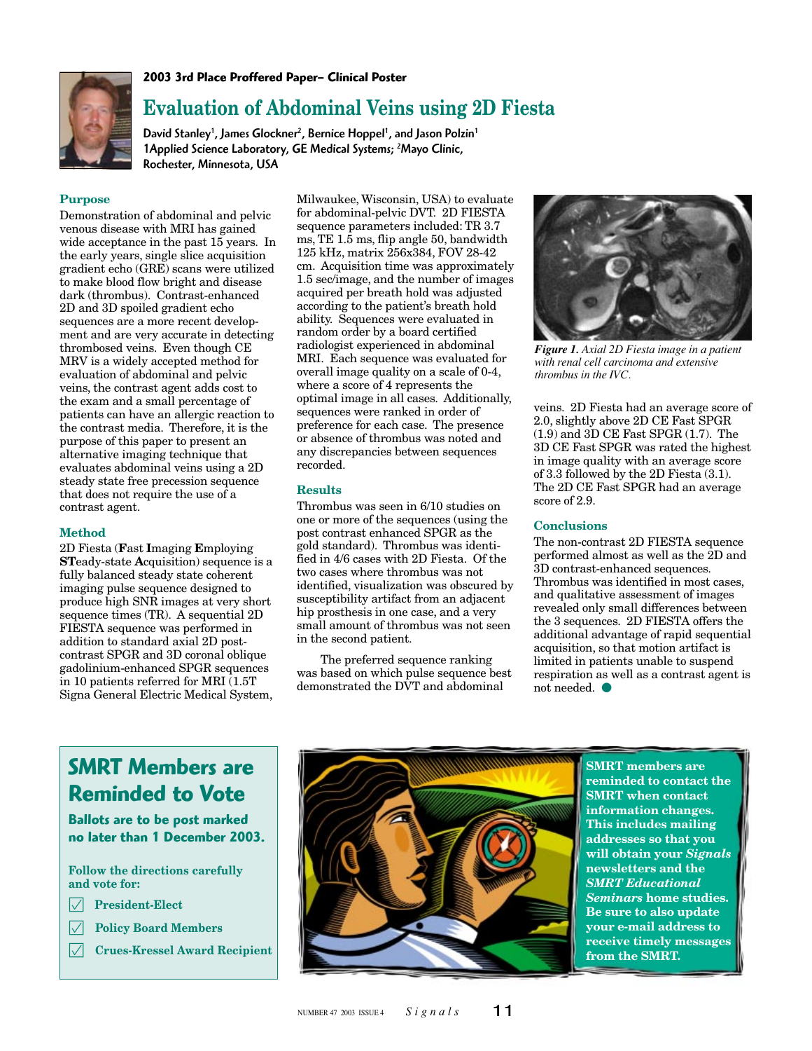2003 3rd Place Proffered Paper– Clinical Poster

# Evaluation of Abdominal Veins using 2D Fiesta

**David Stanley[1], James Glockner[2], Bernice Hoppel[1], and Jason Polzin[1]**
**1Applied Science Laboratory, GE Medical Systems; [2]Mayo Clinic, Rochester, Minnesota, USA**

## Purpose

Demonstration of abdominal and pelvic venous disease with MRI has gained wide acceptance in the past 15 years. In the early years, single slice acquisition gradient echo (GRE) scans were utilized to make blood flow bright and disease dark (thrombus). Contrast-enhanced 2D and 3D spoiled gradient echo sequences are a more recent development and are very accurate in detecting thrombosed veins. Even though CE MRV is a widely accepted method for evaluation of abdominal and pelvic veins, the contrast agent adds cost to the exam and a small percentage of patients can have an allergic reaction to the contrast media. Therefore, it is the purpose of this paper to present an alternative imaging technique that evaluates abdominal veins using a 2D steady state free precession sequence that does not require the use of a contrast agent.

## Method

2D Fiesta (**F**ast **I**maging **E**mploying **ST**eady-state **A**cquisition) sequence is a fully balanced steady state coherent imaging pulse sequence designed to produce high SNR images at very short sequence times (TR). A sequential 2D FIESTA sequence was performed in addition to standard axial 2D post-contrast SPGR and 3D coronal oblique gadolinium-enhanced SPGR sequences in 10 patients referred for MRI (1.5T Signa General Electric Medical System, Milwaukee, Wisconsin, USA) to evaluate for abdominal-pelvic DVT. 2D FIESTA sequence parameters included: TR 3.7 ms, TE 1.5 ms, flip angle 50, bandwidth 125 kHz, matrix 256x384, FOV 28-42 cm. Acquisition time was approximately 1.5 sec/image, and the number of images acquired per breath hold was adjusted according to the patient's breath hold ability. Sequences were evaluated in random order by a board certified radiologist experienced in abdominal MRI. Each sequence was evaluated for overall image quality on a scale of 0-4, where a score of 4 represents the optimal image in all cases. Additionally, sequences were ranked in order of preference for each case. The presence or absence of thrombus was noted and any discrepancies between sequences recorded.

## Results

Thrombus was seen in 6/10 studies on one or more of the sequences (using the post contrast enhanced SPGR as the gold standard). Thrombus was identified in 4/6 cases with 2D Fiesta. Of the two cases where thrombus was not identified, visualization was obscured by susceptibility artifact from an adjacent hip prosthesis in one case, and a very small amount of thrombus was not seen in the second patient.

The preferred sequence ranking was based on which pulse sequence best demonstrated the DVT and abdominal veins. 2D Fiesta had an average score of 2.0, slightly above 2D CE Fast SPGR (1.9) and 3D CE Fast SPGR (1.7). The 3D CE Fast SPGR was rated the highest in image quality with an average score of 3.3 followed by the 2D Fiesta (3.1). The 2D CE Fast SPGR had an average score of 2.9.

***Figure 1.*** *Axial 2D Fiesta image in a patient with renal cell carcinoma and extensive thrombus in the IVC.*

## Conclusions

The non-contrast 2D FIESTA sequence performed almost as well as the 2D and 3D contrast-enhanced sequences. Thrombus was identified in most cases, and qualitative assessment of images revealed only small differences between the 3 sequences. 2D FIESTA offers the additional advantage of rapid sequential acquisition, so that motion artifact is limited in patients unable to suspend respiration as well as a contrast agent is not needed.

---

## SMRT Members are Reminded to Vote

**Ballots are to be post marked no later than 1 December 2003.**

**Follow the directions carefully and vote for:**

- ☑ President-Elect
- ☑ Policy Board Members
- ☑ Crues-Kressel Award Recipient

---

**SMRT members are reminded to contact the SMRT when contact information changes. This includes mailing addresses so that you will obtain your *Signals* newsletters and the *SMRT Educational Seminars* home studies. Be sure to also update your e-mail address to receive timely messages from the SMRT.**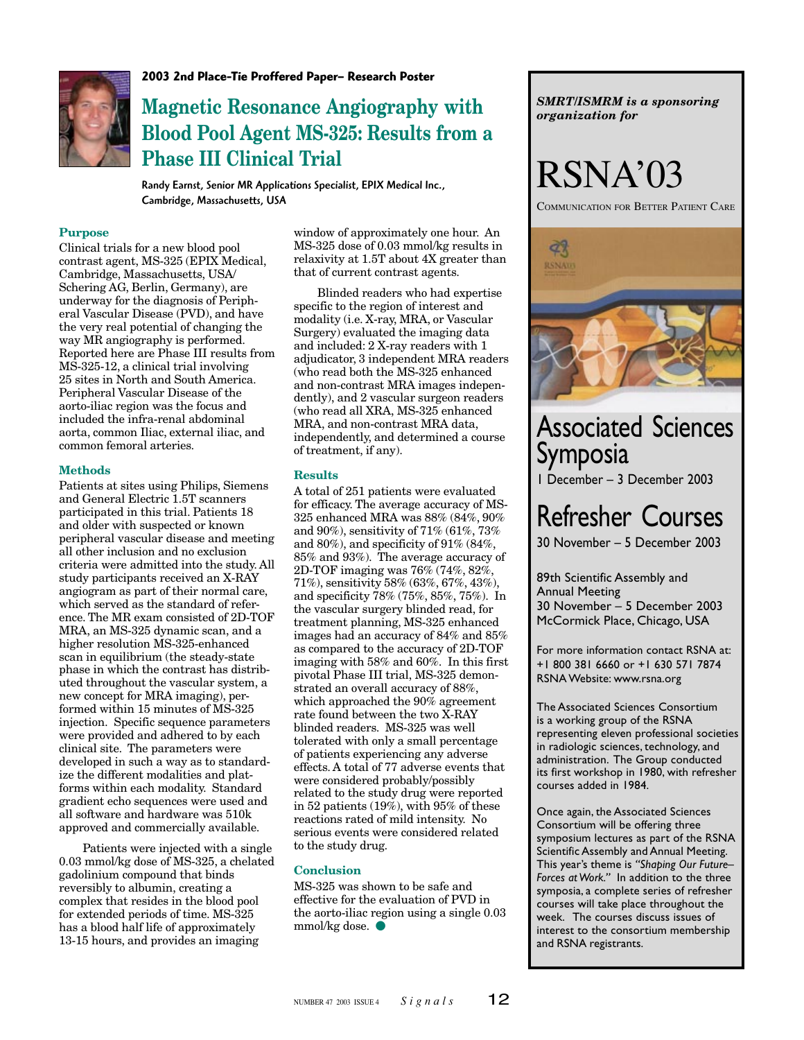**2003 2nd Place-Tie Proffered Paper– Research Poster**

# Magnetic Resonance Angiography with Blood Pool Agent MS-325: Results from a Phase III Clinical Trial

**Randy Earnst, Senior MR Applications Specialist, EPIX Medical Inc., Cambridge, Massachusetts, USA**

## Purpose

Clinical trials for a new blood pool contrast agent, MS-325 (EPIX Medical, Cambridge, Massachusetts, USA/ Schering AG, Berlin, Germany), are underway for the diagnosis of Peripheral Vascular Disease (PVD), and have the very real potential of changing the way MR angiography is performed. Reported here are Phase III results from MS-325-12, a clinical trial involving 25 sites in North and South America. Peripheral Vascular Disease of the aorto-iliac region was the focus and included the infra-renal abdominal aorta, common Iliac, external iliac, and common femoral arteries.

## Methods

Patients at sites using Philips, Siemens and General Electric 1.5T scanners participated in this trial. Patients 18 and older with suspected or known peripheral vascular disease and meeting all other inclusion and no exclusion criteria were admitted into the study. All study participants received an X-RAY angiogram as part of their normal care, which served as the standard of reference. The MR exam consisted of 2D-TOF MRA, an MS-325 dynamic scan, and a higher resolution MS-325-enhanced scan in equilibrium (the steady-state phase in which the contrast has distributed throughout the vascular system, a new concept for MRA imaging), performed within 15 minutes of MS-325 injection. Specific sequence parameters were provided and adhered to by each clinical site. The parameters were developed in such a way as to standardize the different modalities and platforms within each modality. Standard gradient echo sequences were used and all software and hardware was 510k approved and commercially available.

Patients were injected with a single 0.03 mmol/kg dose of MS-325, a chelated gadolinium compound that binds reversibly to albumin, creating a complex that resides in the blood pool for extended periods of time. MS-325 has a blood half life of approximately 13-15 hours, and provides an imaging window of approximately one hour. An MS-325 dose of 0.03 mmol/kg results in relaxivity at 1.5T about 4X greater than that of current contrast agents.

Blinded readers who had expertise specific to the region of interest and modality (i.e. X-ray, MRA, or Vascular Surgery) evaluated the imaging data and included: 2 X-ray readers with 1 adjudicator, 3 independent MRA readers (who read both the MS-325 enhanced and non-contrast MRA images independently), and 2 vascular surgeon readers (who read all XRA, MS-325 enhanced MRA, and non-contrast MRA data, independently, and determined a course of treatment, if any).

## Results

A total of 251 patients were evaluated for efficacy. The average accuracy of MS-325 enhanced MRA was 88% (84%, 90% and 90%), sensitivity of 71% (61%, 73% and 80%), and specificity of 91% (84%, 85% and 93%). The average accuracy of 2D-TOF imaging was 76% (74%, 82%, 71%), sensitivity 58% (63%, 67%, 43%), and specificity 78% (75%, 85%, 75%). In the vascular surgery blinded read, for treatment planning, MS-325 enhanced images had an accuracy of 84% and 85% as compared to the accuracy of 2D-TOF imaging with 58% and 60%. In this first pivotal Phase III trial, MS-325 demonstrated an overall accuracy of 88%, which approached the 90% agreement rate found between the two X-RAY blinded readers. MS-325 was well tolerated with only a small percentage of patients experiencing any adverse effects. A total of 77 adverse events that were considered probably/possibly related to the study drug were reported in 52 patients (19%), with 95% of these reactions rated of mild intensity. No serious events were considered related to the study drug.

## Conclusion

MS-325 was shown to be safe and effective for the evaluation of PVD in the aorto-iliac region using a single 0.03 mmol/kg dose.

---

***SMRT/ISMRM is a sponsoring organization for***

# RSNA'03

COMMUNICATION FOR BETTER PATIENT CARE

## Associated Sciences Symposia

1 December – 3 December 2003

## Refresher Courses

30 November – 5 December 2003

89th Scientific Assembly and Annual Meeting
30 November – 5 December 2003
McCormick Place, Chicago, USA

For more information contact RSNA at:
+1 800 381 6660 or +1 630 571 7874
RSNA Website: www.rsna.org

The Associated Sciences Consortium is a working group of the RSNA representing eleven professional societies in radiologic sciences, technology, and administration. The Group conducted its first workshop in 1980, with refresher courses added in 1984.

Once again, the Associated Sciences Consortium will be offering three symposium lectures as part of the RSNA Scientific Assembly and Annual Meeting. This year's theme is *"Shaping Our Future– Forces at Work."* In addition to the three symposia, a complete series of refresher courses will take place throughout the week. The courses discuss issues of interest to the consortium membership and RSNA registrants.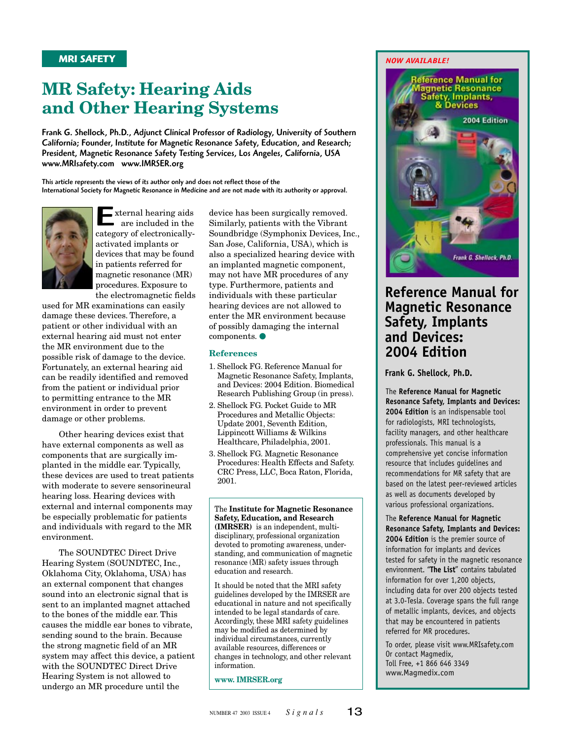MRI SAFETY

# MR Safety: Hearing Aids and Other Hearing Systems

**Frank G. Shellock, Ph.D., Adjunct Clinical Professor of Radiology, University of Southern California; Founder, Institute for Magnetic Resonance Safety, Education, and Research; President, Magnetic Resonance Safety Testing Services, Los Angeles, California, USA www.MRIsafety.com www.IMRSER.org**

**This article represents the views of its author only and does not reflect those of the International Society for Magnetic Resonance in Medicine and are not made with its authority or approval.**

External hearing aids are included in the category of electronically-activated implants or devices that may be found in patients referred for magnetic resonance (MR) procedures. Exposure to the electromagnetic fields used for MR examinations can easily damage these devices. Therefore, a patient or other individual with an external hearing aid must not enter the MR environment due to the possible risk of damage to the device. Fortunately, an external hearing aid can be readily identified and removed from the patient or individual prior to permitting entrance to the MR environment in order to prevent damage or other problems.

Other hearing devices exist that have external components as well as components that are surgically implanted in the middle ear. Typically, these devices are used to treat patients with moderate to severe sensorineural hearing loss. Hearing devices with external and internal components may be especially problematic for patients and individuals with regard to the MR environment.

The SOUNDTEC Direct Drive Hearing System (SOUNDTEC, Inc., Oklahoma City, Oklahoma, USA) has an external component that changes sound into an electronic signal that is sent to an implanted magnet attached to the bones of the middle ear. This causes the middle ear bones to vibrate, sending sound to the brain. Because the strong magnetic field of an MR system may affect this device, a patient with the SOUNDTEC Direct Drive Hearing System is not allowed to undergo an MR procedure until the device has been surgically removed. Similarly, patients with the Vibrant Soundbridge (Symphonix Devices, Inc., San Jose, California, USA), which is also a specialized hearing device with an implanted magnetic component, may not have MR procedures of any type. Furthermore, patients and individuals with these particular hearing devices are not allowed to enter the MR environment because of possibly damaging the internal components. ●

## References

1. Shellock FG. Reference Manual for Magnetic Resonance Safety, Implants, and Devices: 2004 Edition. Biomedical Research Publishing Group (in press).
2. Shellock FG. Pocket Guide to MR Procedures and Metallic Objects: Update 2001, Seventh Edition, Lippincott Williams & Wilkins Healthcare, Philadelphia, 2001.
3. Shellock FG. Magnetic Resonance Procedures: Health Effects and Safety. CRC Press, LLC, Boca Raton, Florida, 2001.

The **Institute for Magnetic Resonance Safety, Education, and Research (IMRSER)** is an independent, multi-disciplinary, professional organization devoted to promoting awareness, understanding, and communication of magnetic resonance (MR) safety issues through education and research.

It should be noted that the MRI safety guidelines developed by the IMRSER are educational in nature and not specifically intended to be legal standards of care. Accordingly, these MRI safety guidelines may be modified as determined by individual circumstances, currently available resources, differences or changes in technology, and other relevant information.

**www. IMRSER.org**

*NOW AVAILABLE!*

## Reference Manual for Magnetic Resonance Safety, Implants and Devices: 2004 Edition

**Frank G. Shellock, Ph.D.**

The **Reference Manual for Magnetic Resonance Safety, Implants and Devices: 2004 Edition** is an indispensable tool for radiologists, MRI technologists, facility managers, and other healthcare professionals. This manual is a comprehensive yet concise information resource that includes guidelines and recommendations for MR safety that are based on the latest peer-reviewed articles as well as documents developed by various professional organizations.

The **Reference Manual for Magnetic Resonance Safety, Implants and Devices: 2004 Edition** is the premier source of information for implants and devices tested for safety in the magnetic resonance environment. "**The List**" contains tabulated information for over 1,200 objects, including data for over 200 objects tested at 3.0-Tesla. Coverage spans the full range of metallic implants, devices, and objects that may be encountered in patients referred for MR procedures.

To order, please visit www.MRIsafety.com
Or contact Magmedix,
Toll Free, +1 866 646 3349
www.Magmedix.com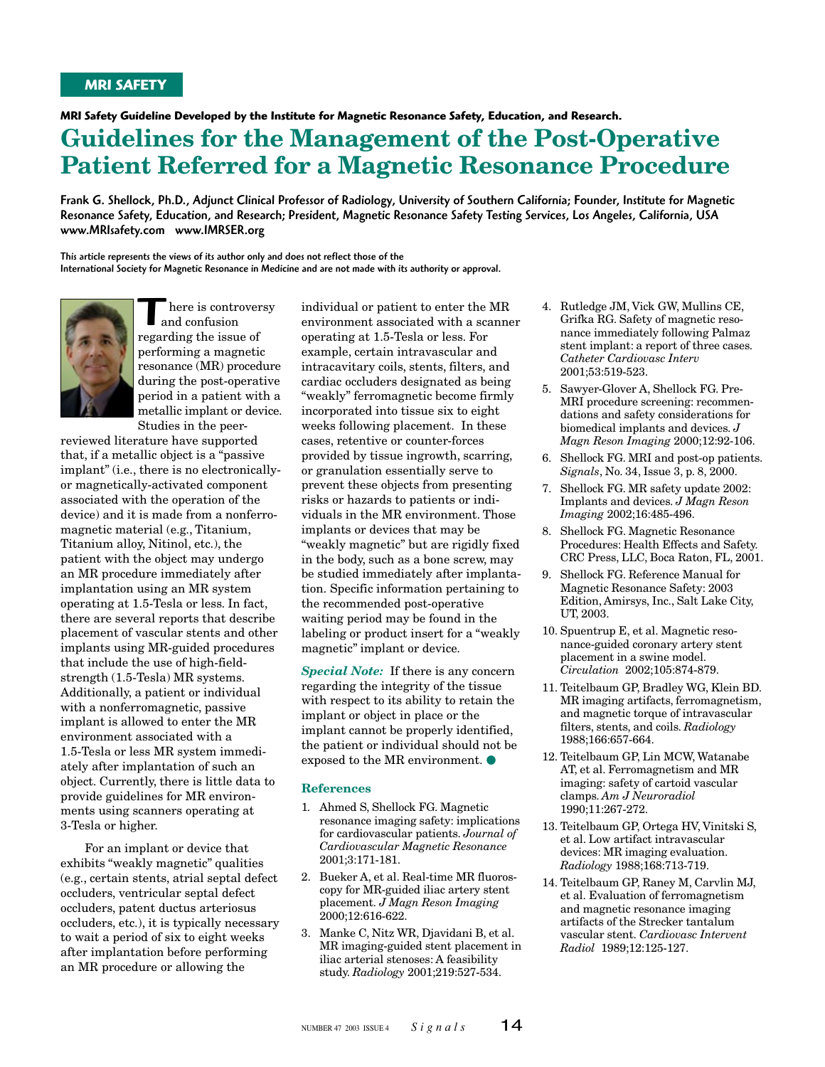MRI SAFETY

**MRI Safety Guideline Developed by the Institute for Magnetic Resonance Safety, Education, and Research.**

# Guidelines for the Management of the Post-Operative Patient Referred for a Magnetic Resonance Procedure

**Frank G. Shellock, Ph.D., Adjunct Clinical Professor of Radiology, University of Southern California; Founder, Institute for Magnetic Resonance Safety, Education, and Research; President, Magnetic Resonance Safety Testing Services, Los Angeles, California, USA www.MRIsafety.com www.IMRSER.org**

**This article represents the views of its author only and does not reflect those of the International Society for Magnetic Resonance in Medicine and are not made with its authority or approval.**

There is controversy and confusion regarding the issue of performing a magnetic resonance (MR) procedure during the post-operative period in a patient with a metallic implant or device. Studies in the peer-reviewed literature have supported that, if a metallic object is a "passive implant" (i.e., there is no electronically- or magnetically-activated component associated with the operation of the device) and it is made from a nonferromagnetic material (e.g., Titanium, Titanium alloy, Nitinol, etc.), the patient with the object may undergo an MR procedure immediately after implantation using an MR system operating at 1.5-Tesla or less. In fact, there are several reports that describe placement of vascular stents and other implants using MR-guided procedures that include the use of high-field-strength (1.5-Tesla) MR systems. Additionally, a patient or individual with a nonferromagnetic, passive implant is allowed to enter the MR environment associated with a 1.5-Tesla or less MR system immediately after implantation of such an object. Currently, there is little data to provide guidelines for MR environments using scanners operating at 3-Tesla or higher.

For an implant or device that exhibits "weakly magnetic" qualities (e.g., certain stents, atrial septal defect occluders, ventricular septal defect occluders, patent ductus arteriosus occluders, etc.), it is typically necessary to wait a period of six to eight weeks after implantation before performing an MR procedure or allowing the individual or patient to enter the MR environment associated with a scanner operating at 1.5-Tesla or less. For example, certain intravascular and intracavitary coils, stents, filters, and cardiac occluders designated as being "weakly" ferromagnetic become firmly incorporated into tissue six to eight weeks following placement. In these cases, retentive or counter-forces provided by tissue ingrowth, scarring, or granulation essentially serve to prevent these objects from presenting risks or hazards to patients or individuals in the MR environment. Those implants or devices that may be "weakly magnetic" but are rigidly fixed in the body, such as a bone screw, may be studied immediately after implantation. Specific information pertaining to the recommended post-operative waiting period may be found in the labeling or product insert for a "weakly magnetic" implant or device.

***Special Note:*** If there is any concern regarding the integrity of the tissue with respect to its ability to retain the implant or object in place or the implant cannot be properly identified, the patient or individual should not be exposed to the MR environment.

## References

1. Ahmed S, Shellock FG. Magnetic resonance imaging safety: implications for cardiovascular patients. *Journal of Cardiovascular Magnetic Resonance* 2001;3:171-181.
2. Bueker A, et al. Real-time MR fluoroscopy for MR-guided iliac artery stent placement. *J Magn Reson Imaging* 2000;12:616-622.
3. Manke C, Nitz WR, Djavidani B, et al. MR imaging-guided stent placement in iliac arterial stenoses: A feasibility study. *Radiology* 2001;219:527-534.
4. Rutledge JM, Vick GW, Mullins CE, Grifka RG. Safety of magnetic resonance immediately following Palmaz stent implant: a report of three cases. *Catheter Cardiovasc Interv* 2001;53:519-523.
5. Sawyer-Glover A, Shellock FG. Pre-MRI procedure screening: recommendations and safety considerations for biomedical implants and devices. *J Magn Reson Imaging* 2000;12:92-106.
6. Shellock FG. MRI and post-op patients. *Signals*, No. 34, Issue 3, p. 8, 2000.
7. Shellock FG. MR safety update 2002: Implants and devices. *J Magn Reson Imaging* 2002;16:485-496.
8. Shellock FG. Magnetic Resonance Procedures: Health Effects and Safety. CRC Press, LLC, Boca Raton, FL, 2001.
9. Shellock FG. Reference Manual for Magnetic Resonance Safety: 2003 Edition, Amirsys, Inc., Salt Lake City, UT, 2003.
10. Spuentrup E, et al. Magnetic resonance-guided coronary artery stent placement in a swine model. *Circulation* 2002;105:874-879.
11. Teitelbaum GP, Bradley WG, Klein BD. MR imaging artifacts, ferromagnetism, and magnetic torque of intravascular filters, stents, and coils. *Radiology* 1988;166:657-664.
12. Teitelbaum GP, Lin MCW, Watanabe AT, et al. Ferromagnetism and MR imaging: safety of cartoid vascular clamps. *Am J Neuroradiol* 1990;11:267-272.
13. Teitelbaum GP, Ortega HV, Vinitski S, et al. Low artifact intravascular devices: MR imaging evaluation. *Radiology* 1988;168:713-719.
14. Teitelbaum GP, Raney M, Carvlin MJ, et al. Evaluation of ferromagnetism and magnetic resonance imaging artifacts of the Strecker tantalum vascular stent. *Cardiovasc Intervent Radiol* 1989;12:125-127.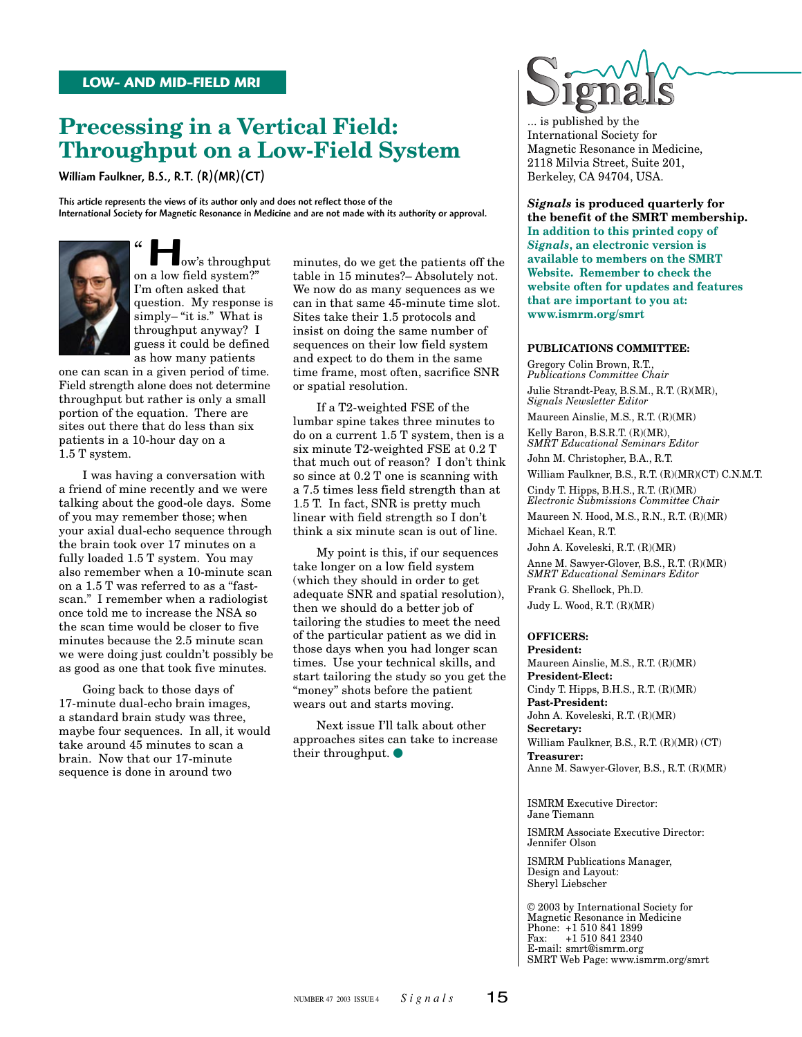LOW- AND MID-FIELD MRI

# Precessing in a Vertical Field: Throughput on a Low-Field System

William Faulkner, B.S., R.T. (R)(MR)(CT)

This article represents the views of its author only and does not reflect those of the International Society for Magnetic Resonance in Medicine and are not made with its authority or approval.

"How's throughput on a low field system?" I'm often asked that question. My response is simply– "it is." What is throughput anyway? I guess it could be defined as how many patients one can scan in a given period of time. Field strength alone does not determine throughput but rather is only a small portion of the equation. There are sites out there that do less than six patients in a 10-hour day on a 1.5 T system.

I was having a conversation with a friend of mine recently and we were talking about the good-ole days. Some of you may remember those; when your axial dual-echo sequence through the brain took over 17 minutes on a fully loaded 1.5 T system. You may also remember when a 10-minute scan on a 1.5 T was referred to as a "fast-scan." I remember when a radiologist once told me to increase the NSA so the scan time would be closer to five minutes because the 2.5 minute scan we were doing just couldn't possibly be as good as one that took five minutes.

Going back to those days of 17-minute dual-echo brain images, a standard brain study was three, maybe four sequences. In all, it would take around 45 minutes to scan a brain. Now that our 17-minute sequence is done in around two minutes, do we get the patients off the table in 15 minutes?– Absolutely not. We now do as many sequences as we can in that same 45-minute time slot. Sites take their 1.5 protocols and insist on doing the same number of sequences on their low field system and expect to do them in the same time frame, most often, sacrifice SNR or spatial resolution.

If a T2-weighted FSE of the lumbar spine takes three minutes to do on a current 1.5 T system, then is a six minute T2-weighted FSE at 0.2 T that much out of reason? I don't think so since at 0.2 T one is scanning with a 7.5 times less field strength than at 1.5 T. In fact, SNR is pretty much linear with field strength so I don't think a six minute scan is out of line.

My point is this, if our sequences take longer on a low field system (which they should in order to get adequate SNR and spatial resolution), then we should do a better job of tailoring the studies to meet the need of the particular patient as we did in those days when you had longer scan times. Use your technical skills, and start tailoring the study so you get the "money" shots before the patient wears out and starts moving.

Next issue I'll talk about other approaches sites can take to increase their throughput. ●

---

# Signals

... is published by the International Society for Magnetic Resonance in Medicine, 2118 Milvia Street, Suite 201, Berkeley, CA 94704, USA.

***Signals*** **is produced quarterly for the benefit of the SMRT membership. In addition to this printed copy of *Signals*, an electronic version is available to members on the SMRT Website. Remember to check the website often for updates and features that are important to you at: www.ismrm.org/smrt**

**PUBLICATIONS COMMITTEE:**

Gregory Colin Brown, R.T., *Publications Committee Chair*
Julie Strandt-Peay, B.S.M., R.T. (R)(MR), *Signals Newsletter Editor*
Maureen Ainslie, M.S., R.T. (R)(MR)
Kelly Baron, B.S.R.T. (R)(MR), *SMRT Educational Seminars Editor*
John M. Christopher, B.A., R.T.
William Faulkner, B.S., R.T. (R)(MR)(CT) C.N.M.T.
Cindy T. Hipps, B.H.S., R.T. (R)(MR) *Electronic Submissions Committee Chair*
Maureen N. Hood, M.S., R.N., R.T. (R)(MR)
Michael Kean, R.T.
John A. Koveleski, R.T. (R)(MR)
Anne M. Sawyer-Glover, B.S., R.T. (R)(MR) *SMRT Educational Seminars Editor*
Frank G. Shellock, Ph.D.
Judy L. Wood, R.T. (R)(MR)

**OFFICERS:**

**President:**
Maureen Ainslie, M.S., R.T. (R)(MR)
**President-Elect:**
Cindy T. Hipps, B.H.S., R.T. (R)(MR)
**Past-President:**
John A. Koveleski, R.T. (R)(MR)
**Secretary:**
William Faulkner, B.S., R.T. (R)(MR) (CT)
**Treasurer:**
Anne M. Sawyer-Glover, B.S., R.T. (R)(MR)

ISMRM Executive Director:
Jane Tiemann

ISMRM Associate Executive Director:
Jennifer Olson

ISMRM Publications Manager, Design and Layout:
Sheryl Liebscher

© 2003 by International Society for Magnetic Resonance in Medicine
Phone: +1 510 841 1899
Fax: +1 510 841 2340
E-mail: smrt@ismrm.org
SMRT Web Page: www.ismrm.org/smrt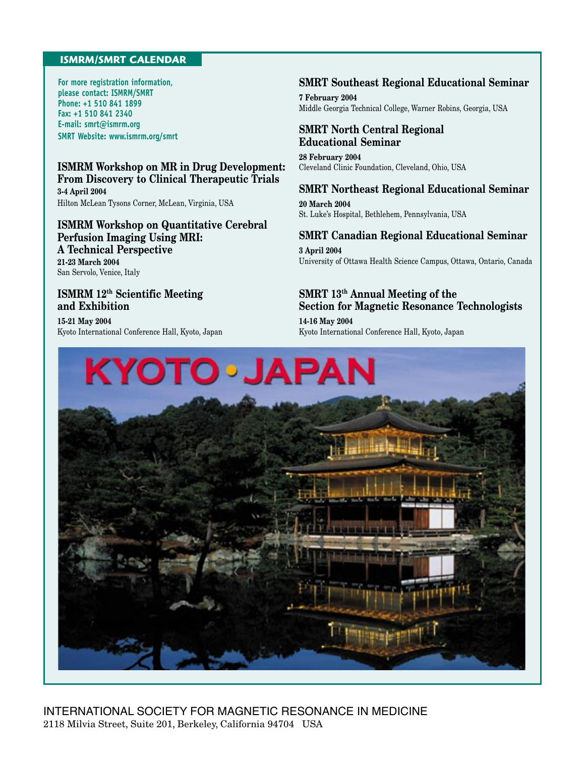## ISMRM/SMRT CALENDAR

For more registration information,
please contact: ISMRM/SMRT
Phone: +1 510 841 1899
Fax: +1 510 841 2340
E-mail: smrt@ismrm.org
SMRT Website: www.ismrm.org/smrt

### ISMRM Workshop on MR in Drug Development: From Discovery to Clinical Therapeutic Trials

**3-4 April 2004**
Hilton McLean Tysons Corner, McLean, Virginia, USA

### ISMRM Workshop on Quantitative Cerebral Perfusion Imaging Using MRI: A Technical Perspective

**21-23 March 2004**
San Servolo, Venice, Italy

### ISMRM 12th Scientific Meeting and Exhibition

**15-21 May 2004**
Kyoto International Conference Hall, Kyoto, Japan

### SMRT Southeast Regional Educational Seminar

**7 February 2004**
Middle Georgia Technical College, Warner Robins, Georgia, USA

### SMRT North Central Regional Educational Seminar

**28 February 2004**
Cleveland Clinic Foundation, Cleveland, Ohio, USA

### SMRT Northeast Regional Educational Seminar

**20 March 2004**
St. Luke's Hospital, Bethlehem, Pennsylvania, USA

### SMRT Canadian Regional Educational Seminar

**3 April 2004**
University of Ottawa Health Science Campus, Ottawa, Ontario, Canada

### SMRT 13th Annual Meeting of the Section for Magnetic Resonance Technologists

**14-16 May 2004**
Kyoto International Conference Hall, Kyoto, Japan

KYOTO • JAPAN

INTERNATIONAL SOCIETY FOR MAGNETIC RESONANCE IN MEDICINE
2118 Milvia Street, Suite 201, Berkeley, California 94704 USA